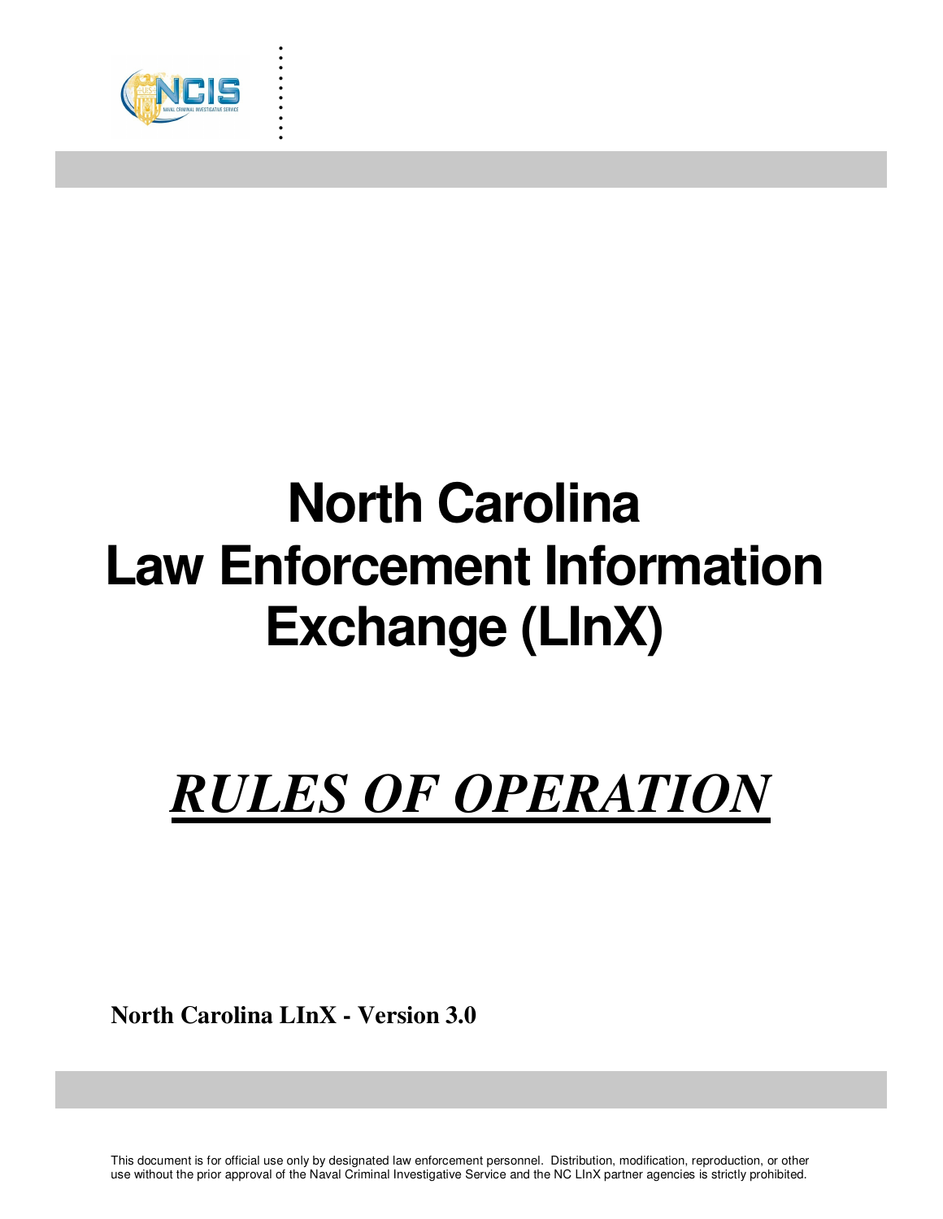# North Carolina Law Enforcement Information Exchange (LInX)

## ***RULES OF OPERATION***

**North Carolina LInX - Version 3.0**

This document is for official use only by designated law enforcement personnel. Distribution, modification, reproduction, or other use without the prior approval of the Naval Criminal Investigative Service and the NC LInX partner agencies is strictly prohibited.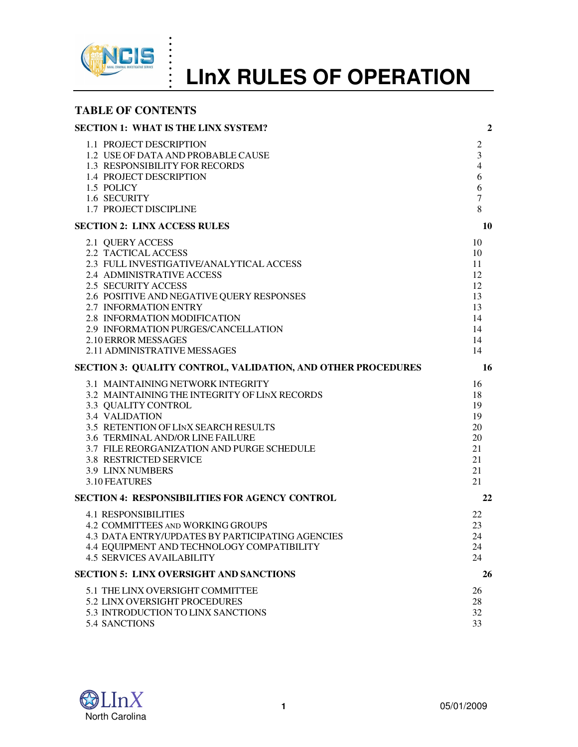# LInX RULES OF OPERATION

## TABLE OF CONTENTS

| | |
|---|---|
| **SECTION 1: WHAT IS THE LINX SYSTEM?** | **2** |
| 1.1 PROJECT DESCRIPTION | 2 |
| 1.2 USE OF DATA AND PROBABLE CAUSE | 3 |
| 1.3 RESPONSIBILITY FOR RECORDS | 4 |
| 1.4 PROJECT DESCRIPTION | 6 |
| 1.5 POLICY | 6 |
| 1.6 SECURITY | 7 |
| 1.7 PROJECT DISCIPLINE | 8 |
| **SECTION 2: LINX ACCESS RULES** | **10** |
| 2.1 QUERY ACCESS | 10 |
| 2.2 TACTICAL ACCESS | 10 |
| 2.3 FULL INVESTIGATIVE/ANALYTICAL ACCESS | 11 |
| 2.4 ADMINISTRATIVE ACCESS | 12 |
| 2.5 SECURITY ACCESS | 12 |
| 2.6 POSITIVE AND NEGATIVE QUERY RESPONSES | 13 |
| 2.7 INFORMATION ENTRY | 13 |
| 2.8 INFORMATION MODIFICATION | 14 |
| 2.9 INFORMATION PURGES/CANCELLATION | 14 |
| 2.10 ERROR MESSAGES | 14 |
| 2.11 ADMINISTRATIVE MESSAGES | 14 |
| **SECTION 3: QUALITY CONTROL, VALIDATION, AND OTHER PROCEDURES** | **16** |
| 3.1 MAINTAINING NETWORK INTEGRITY | 16 |
| 3.2 MAINTAINING THE INTEGRITY OF LINX RECORDS | 18 |
| 3.3 QUALITY CONTROL | 19 |
| 3.4 VALIDATION | 19 |
| 3.5 RETENTION OF LINX SEARCH RESULTS | 20 |
| 3.6 TERMINAL AND/OR LINE FAILURE | 20 |
| 3.7 FILE REORGANIZATION AND PURGE SCHEDULE | 21 |
| 3.8 RESTRICTED SERVICE | 21 |
| 3.9 LINX NUMBERS | 21 |
| 3.10 FEATURES | 21 |
| **SECTION 4: RESPONSIBILITIES FOR AGENCY CONTROL** | **22** |
| 4.1 RESPONSIBILITIES | 22 |
| 4.2 COMMITTEES AND WORKING GROUPS | 23 |
| 4.3 DATA ENTRY/UPDATES BY PARTICIPATING AGENCIES | 24 |
| 4.4 EQUIPMENT AND TECHNOLOGY COMPATIBILITY | 24 |
| 4.5 SERVICES AVAILABILITY | 24 |
| **SECTION 5: LINX OVERSIGHT AND SANCTIONS** | **26** |
| 5.1 THE LINX OVERSIGHT COMMITTEE | 26 |
| 5.2 LINX OVERSIGHT PROCEDURES | 28 |
| 5.3 INTRODUCTION TO LINX SANCTIONS | 32 |
| 5.4 SANCTIONS | 33 |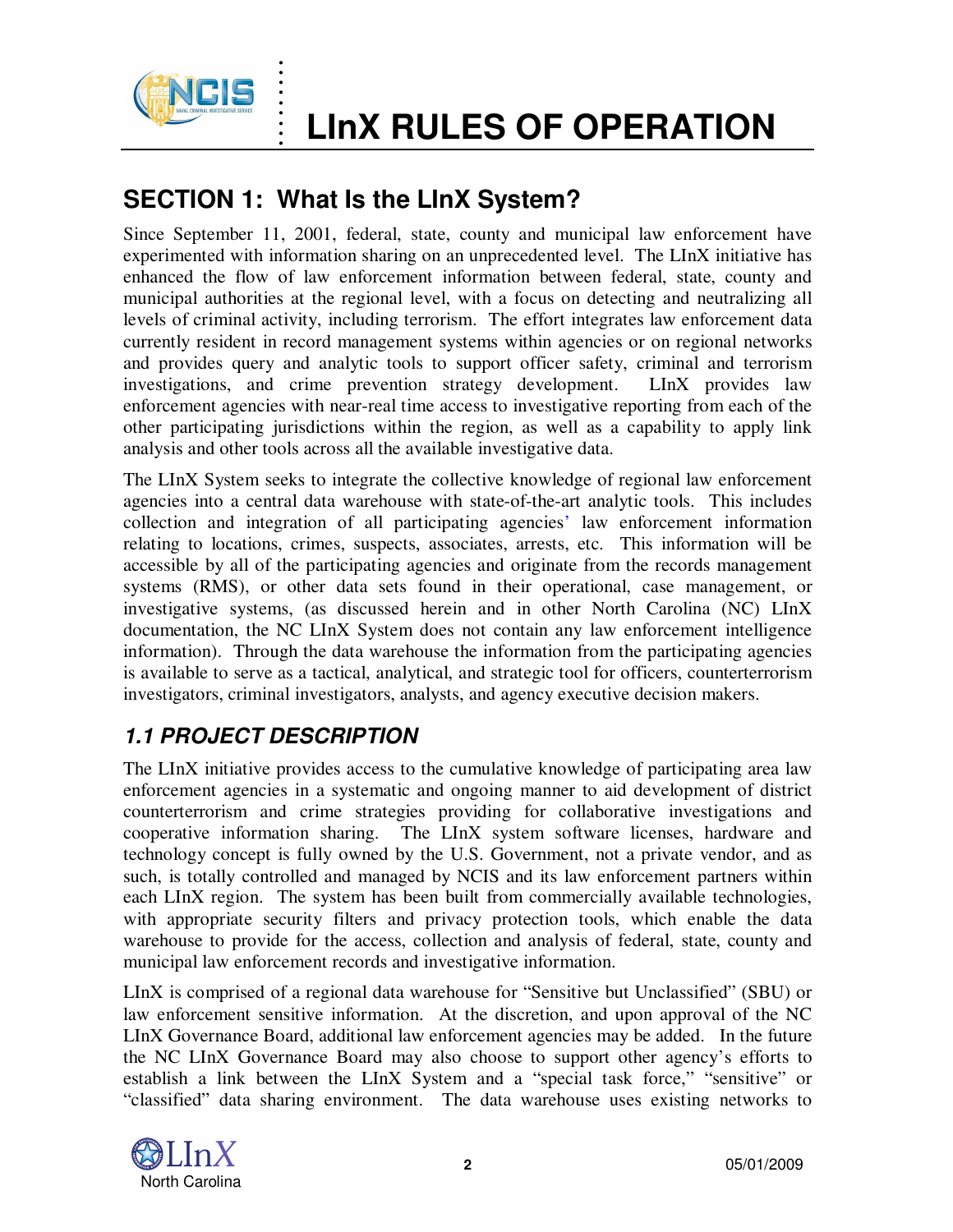## SECTION 1: What Is the LInX System?

Since September 11, 2001, federal, state, county and municipal law enforcement have experimented with information sharing on an unprecedented level. The LInX initiative has enhanced the flow of law enforcement information between federal, state, county and municipal authorities at the regional level, with a focus on detecting and neutralizing all levels of criminal activity, including terrorism. The effort integrates law enforcement data currently resident in record management systems within agencies or on regional networks and provides query and analytic tools to support officer safety, criminal and terrorism investigations, and crime prevention strategy development. LInX provides law enforcement agencies with near-real time access to investigative reporting from each of the other participating jurisdictions within the region, as well as a capability to apply link analysis and other tools across all the available investigative data.

The LInX System seeks to integrate the collective knowledge of regional law enforcement agencies into a central data warehouse with state-of-the-art analytic tools. This includes collection and integration of all participating agencies' law enforcement information relating to locations, crimes, suspects, associates, arrests, etc. This information will be accessible by all of the participating agencies and originate from the records management systems (RMS), or other data sets found in their operational, case management, or investigative systems, (as discussed herein and in other North Carolina (NC) LInX documentation, the NC LInX System does not contain any law enforcement intelligence information). Through the data warehouse the information from the participating agencies is available to serve as a tactical, analytical, and strategic tool for officers, counterterrorism investigators, criminal investigators, analysts, and agency executive decision makers.

### *1.1 PROJECT DESCRIPTION*

The LInX initiative provides access to the cumulative knowledge of participating area law enforcement agencies in a systematic and ongoing manner to aid development of district counterterrorism and crime strategies providing for collaborative investigations and cooperative information sharing. The LInX system software licenses, hardware and technology concept is fully owned by the U.S. Government, not a private vendor, and as such, is totally controlled and managed by NCIS and its law enforcement partners within each LInX region. The system has been built from commercially available technologies, with appropriate security filters and privacy protection tools, which enable the data warehouse to provide for the access, collection and analysis of federal, state, county and municipal law enforcement records and investigative information.

LInX is comprised of a regional data warehouse for "Sensitive but Unclassified" (SBU) or law enforcement sensitive information. At the discretion, and upon approval of the NC LInX Governance Board, additional law enforcement agencies may be added. In the future the NC LInX Governance Board may also choose to support other agency's efforts to establish a link between the LInX System and a "special task force," "sensitive" or "classified" data sharing environment. The data warehouse uses existing networks to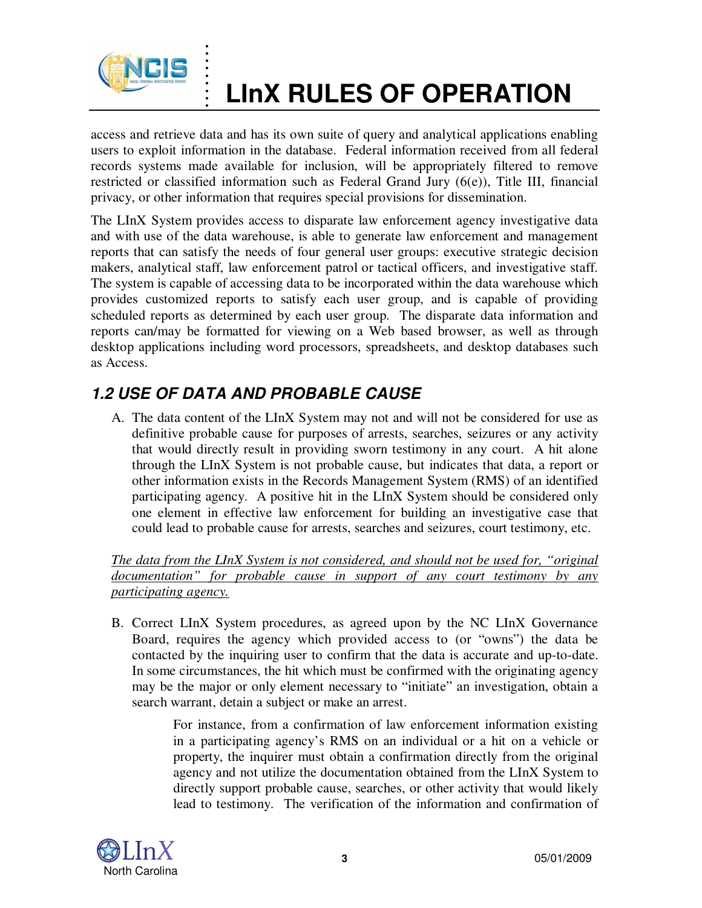access and retrieve data and has its own suite of query and analytical applications enabling users to exploit information in the database. Federal information received from all federal records systems made available for inclusion, will be appropriately filtered to remove restricted or classified information such as Federal Grand Jury (6(e)), Title III, financial privacy, or other information that requires special provisions for dissemination.

The LInX System provides access to disparate law enforcement agency investigative data and with use of the data warehouse, is able to generate law enforcement and management reports that can satisfy the needs of four general user groups: executive strategic decision makers, analytical staff, law enforcement patrol or tactical officers, and investigative staff. The system is capable of accessing data to be incorporated within the data warehouse which provides customized reports to satisfy each user group, and is capable of providing scheduled reports as determined by each user group. The disparate data information and reports can/may be formatted for viewing on a Web based browser, as well as through desktop applications including word processors, spreadsheets, and desktop databases such as Access.

## *1.2 USE OF DATA AND PROBABLE CAUSE*

A. The data content of the LInX System may not and will not be considered for use as definitive probable cause for purposes of arrests, searches, seizures or any activity that would directly result in providing sworn testimony in any court. A hit alone through the LInX System is not probable cause, but indicates that data, a report or other information exists in the Records Management System (RMS) of an identified participating agency. A positive hit in the LInX System should be considered only one element in effective law enforcement for building an investigative case that could lead to probable cause for arrests, searches and seizures, court testimony, etc.

*The data from the LInX System is not considered, and should not be used for, "original documentation" for probable cause in support of any court testimony by any participating agency.*

B. Correct LInX System procedures, as agreed upon by the NC LInX Governance Board, requires the agency which provided access to (or "owns") the data be contacted by the inquiring user to confirm that the data is accurate and up-to-date. In some circumstances, the hit which must be confirmed with the originating agency may be the major or only element necessary to "initiate" an investigation, obtain a search warrant, detain a subject or make an arrest.

> For instance, from a confirmation of law enforcement information existing in a participating agency's RMS on an individual or a hit on a vehicle or property, the inquirer must obtain a confirmation directly from the original agency and not utilize the documentation obtained from the LInX System to directly support probable cause, searches, or other activity that would likely lead to testimony. The verification of the information and confirmation of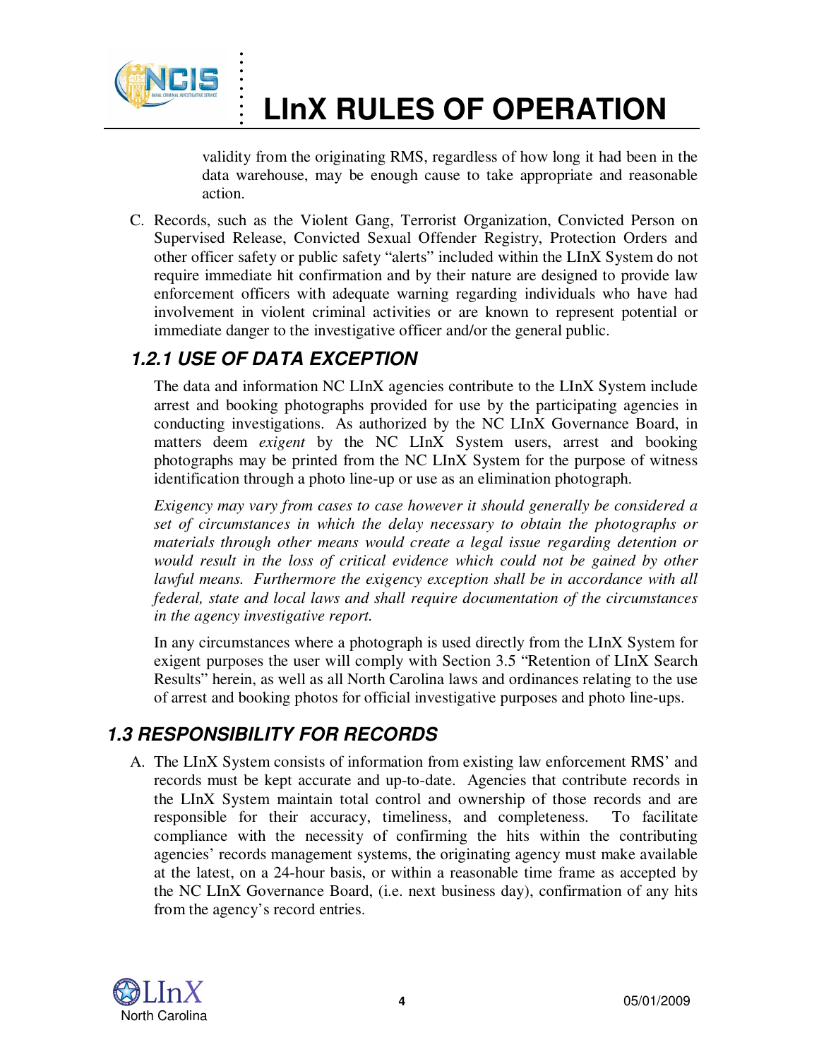validity from the originating RMS, regardless of how long it had been in the data warehouse, may be enough cause to take appropriate and reasonable action.

C. Records, such as the Violent Gang, Terrorist Organization, Convicted Person on Supervised Release, Convicted Sexual Offender Registry, Protection Orders and other officer safety or public safety "alerts" included within the LInX System do not require immediate hit confirmation and by their nature are designed to provide law enforcement officers with adequate warning regarding individuals who have had involvement in violent criminal activities or are known to represent potential or immediate danger to the investigative officer and/or the general public.

### 1.2.1 USE OF DATA EXCEPTION

The data and information NC LInX agencies contribute to the LInX System include arrest and booking photographs provided for use by the participating agencies in conducting investigations. As authorized by the NC LInX Governance Board, in matters deem *exigent* by the NC LInX System users, arrest and booking photographs may be printed from the NC LInX System for the purpose of witness identification through a photo line-up or use as an elimination photograph.

*Exigency may vary from cases to case however it should generally be considered a set of circumstances in which the delay necessary to obtain the photographs or materials through other means would create a legal issue regarding detention or would result in the loss of critical evidence which could not be gained by other lawful means. Furthermore the exigency exception shall be in accordance with all federal, state and local laws and shall require documentation of the circumstances in the agency investigative report.*

In any circumstances where a photograph is used directly from the LInX System for exigent purposes the user will comply with Section 3.5 "Retention of LInX Search Results" herein, as well as all North Carolina laws and ordinances relating to the use of arrest and booking photos for official investigative purposes and photo line-ups.

## 1.3 RESPONSIBILITY FOR RECORDS

A. The LInX System consists of information from existing law enforcement RMS' and records must be kept accurate and up-to-date. Agencies that contribute records in the LInX System maintain total control and ownership of those records and are responsible for their accuracy, timeliness, and completeness. To facilitate compliance with the necessity of confirming the hits within the contributing agencies' records management systems, the originating agency must make available at the latest, on a 24-hour basis, or within a reasonable time frame as accepted by the NC LInX Governance Board, (i.e. next business day), confirmation of any hits from the agency's record entries.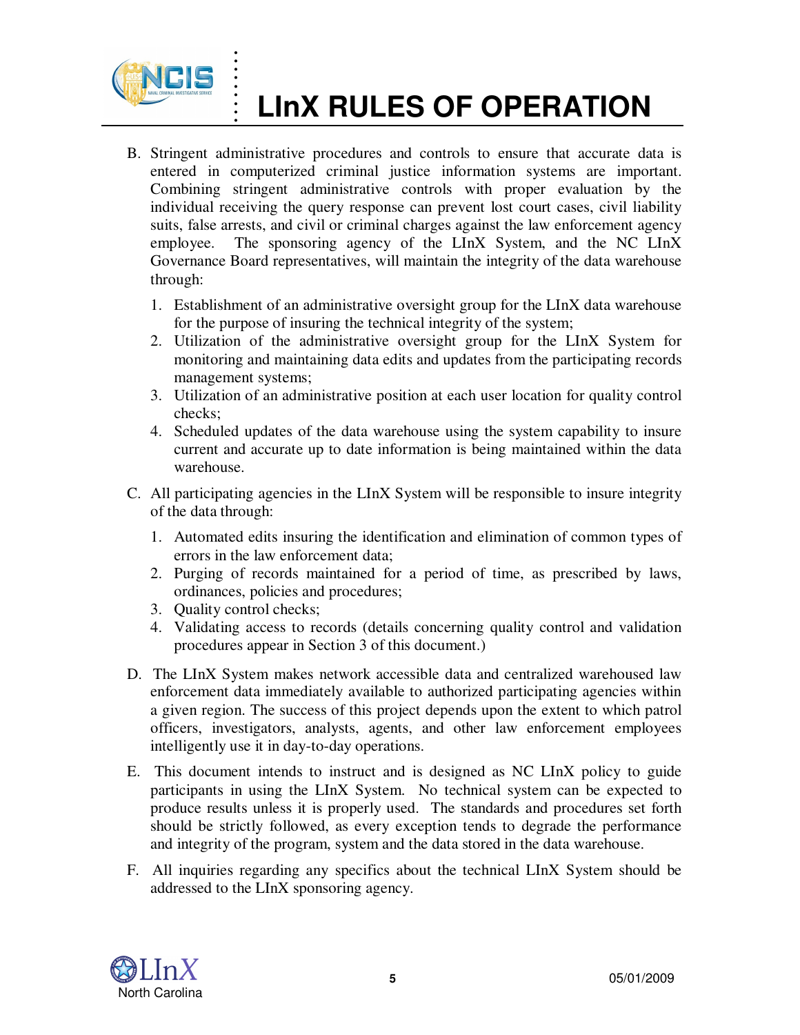B. Stringent administrative procedures and controls to ensure that accurate data is entered in computerized criminal justice information systems are important. Combining stringent administrative controls with proper evaluation by the individual receiving the query response can prevent lost court cases, civil liability suits, false arrests, and civil or criminal charges against the law enforcement agency employee. The sponsoring agency of the LInX System, and the NC LInX Governance Board representatives, will maintain the integrity of the data warehouse through:

   1. Establishment of an administrative oversight group for the LInX data warehouse for the purpose of insuring the technical integrity of the system;
   2. Utilization of the administrative oversight group for the LInX System for monitoring and maintaining data edits and updates from the participating records management systems;
   3. Utilization of an administrative position at each user location for quality control checks;
   4. Scheduled updates of the data warehouse using the system capability to insure current and accurate up to date information is being maintained within the data warehouse.

C. All participating agencies in the LInX System will be responsible to insure integrity of the data through:

   1. Automated edits insuring the identification and elimination of common types of errors in the law enforcement data;
   2. Purging of records maintained for a period of time, as prescribed by laws, ordinances, policies and procedures;
   3. Quality control checks;
   4. Validating access to records (details concerning quality control and validation procedures appear in Section 3 of this document.)

D. The LInX System makes network accessible data and centralized warehoused law enforcement data immediately available to authorized participating agencies within a given region. The success of this project depends upon the extent to which patrol officers, investigators, analysts, agents, and other law enforcement employees intelligently use it in day-to-day operations.

E. This document intends to instruct and is designed as NC LInX policy to guide participants in using the LInX System. No technical system can be expected to produce results unless it is properly used. The standards and procedures set forth should be strictly followed, as every exception tends to degrade the performance and integrity of the program, system and the data stored in the data warehouse.

F. All inquiries regarding any specifics about the technical LInX System should be addressed to the LInX sponsoring agency.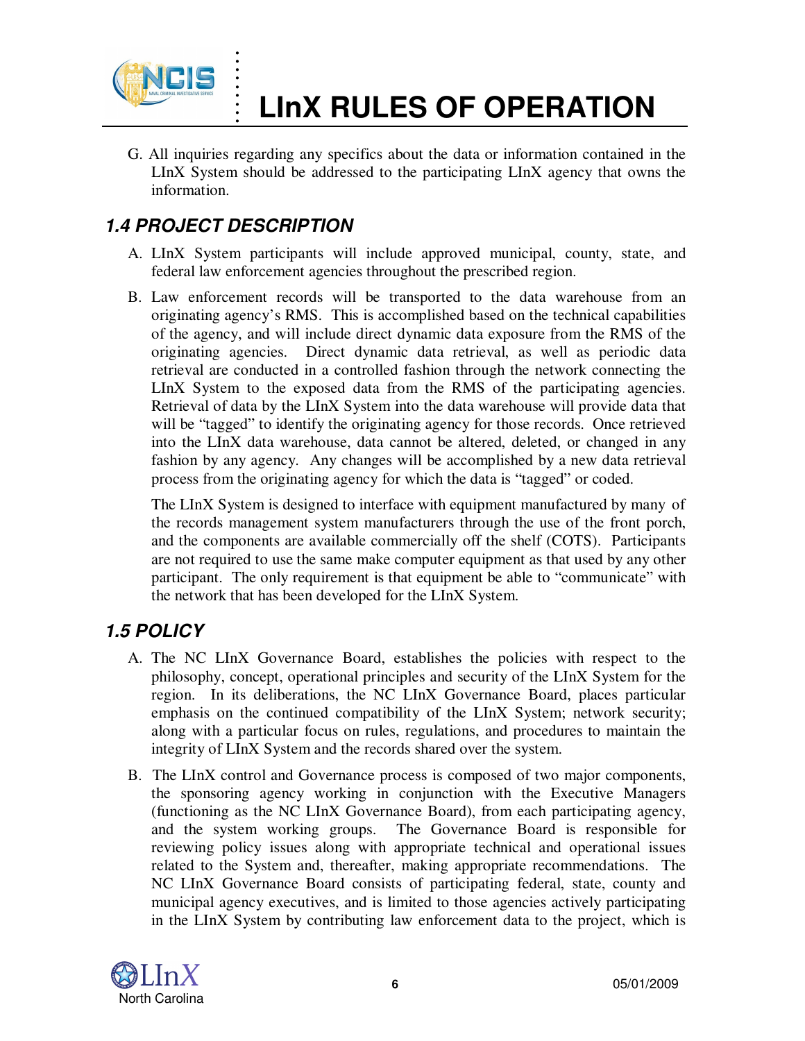G. All inquiries regarding any specifics about the data or information contained in the LInX System should be addressed to the participating LInX agency that owns the information.

## 1.4 PROJECT DESCRIPTION

A. LInX System participants will include approved municipal, county, state, and federal law enforcement agencies throughout the prescribed region.

B. Law enforcement records will be transported to the data warehouse from an originating agency's RMS. This is accomplished based on the technical capabilities of the agency, and will include direct dynamic data exposure from the RMS of the originating agencies. Direct dynamic data retrieval, as well as periodic data retrieval are conducted in a controlled fashion through the network connecting the LInX System to the exposed data from the RMS of the participating agencies. Retrieval of data by the LInX System into the data warehouse will provide data that will be "tagged" to identify the originating agency for those records. Once retrieved into the LInX data warehouse, data cannot be altered, deleted, or changed in any fashion by any agency. Any changes will be accomplished by a new data retrieval process from the originating agency for which the data is "tagged" or coded.

   The LInX System is designed to interface with equipment manufactured by many of the records management system manufacturers through the use of the front porch, and the components are available commercially off the shelf (COTS). Participants are not required to use the same make computer equipment as that used by any other participant. The only requirement is that equipment be able to "communicate" with the network that has been developed for the LInX System.

## 1.5 POLICY

A. The NC LInX Governance Board, establishes the policies with respect to the philosophy, concept, operational principles and security of the LInX System for the region. In its deliberations, the NC LInX Governance Board, places particular emphasis on the continued compatibility of the LInX System; network security; along with a particular focus on rules, regulations, and procedures to maintain the integrity of LInX System and the records shared over the system.

B. The LInX control and Governance process is composed of two major components, the sponsoring agency working in conjunction with the Executive Managers (functioning as the NC LInX Governance Board), from each participating agency, and the system working groups. The Governance Board is responsible for reviewing policy issues along with appropriate technical and operational issues related to the System and, thereafter, making appropriate recommendations. The NC LInX Governance Board consists of participating federal, state, county and municipal agency executives, and is limited to those agencies actively participating in the LInX System by contributing law enforcement data to the project, which is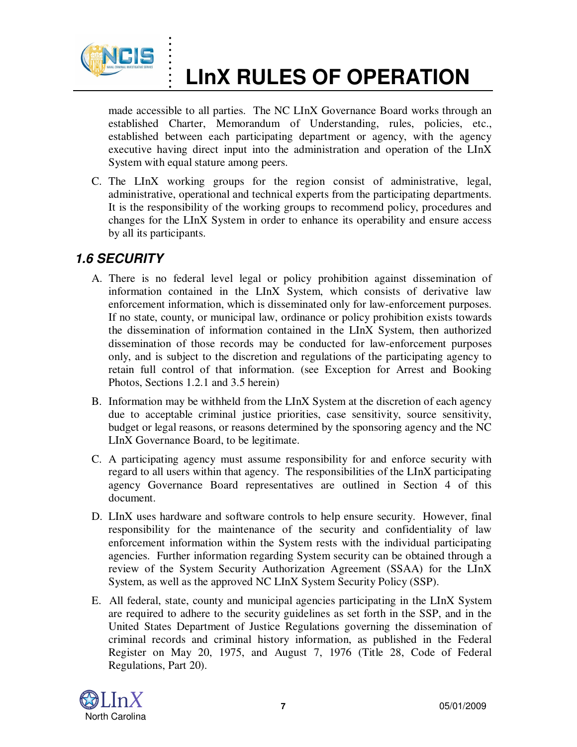made accessible to all parties. The NC LInX Governance Board works through an established Charter, Memorandum of Understanding, rules, policies, etc., established between each participating department or agency, with the agency executive having direct input into the administration and operation of the LInX System with equal stature among peers.

C. The LInX working groups for the region consist of administrative, legal, administrative, operational and technical experts from the participating departments. It is the responsibility of the working groups to recommend policy, procedures and changes for the LInX System in order to enhance its operability and ensure access by all its participants.

## *1.6 SECURITY*

A. There is no federal level legal or policy prohibition against dissemination of information contained in the LInX System, which consists of derivative law enforcement information, which is disseminated only for law-enforcement purposes. If no state, county, or municipal law, ordinance or policy prohibition exists towards the dissemination of information contained in the LInX System, then authorized dissemination of those records may be conducted for law-enforcement purposes only, and is subject to the discretion and regulations of the participating agency to retain full control of that information. (see Exception for Arrest and Booking Photos, Sections 1.2.1 and 3.5 herein)

B. Information may be withheld from the LInX System at the discretion of each agency due to acceptable criminal justice priorities, case sensitivity, source sensitivity, budget or legal reasons, or reasons determined by the sponsoring agency and the NC LInX Governance Board, to be legitimate.

C. A participating agency must assume responsibility for and enforce security with regard to all users within that agency. The responsibilities of the LInX participating agency Governance Board representatives are outlined in Section 4 of this document.

D. LInX uses hardware and software controls to help ensure security. However, final responsibility for the maintenance of the security and confidentiality of law enforcement information within the System rests with the individual participating agencies. Further information regarding System security can be obtained through a review of the System Security Authorization Agreement (SSAA) for the LInX System, as well as the approved NC LInX System Security Policy (SSP).

E. All federal, state, county and municipal agencies participating in the LInX System are required to adhere to the security guidelines as set forth in the SSP, and in the United States Department of Justice Regulations governing the dissemination of criminal records and criminal history information, as published in the Federal Register on May 20, 1975, and August 7, 1976 (Title 28, Code of Federal Regulations, Part 20).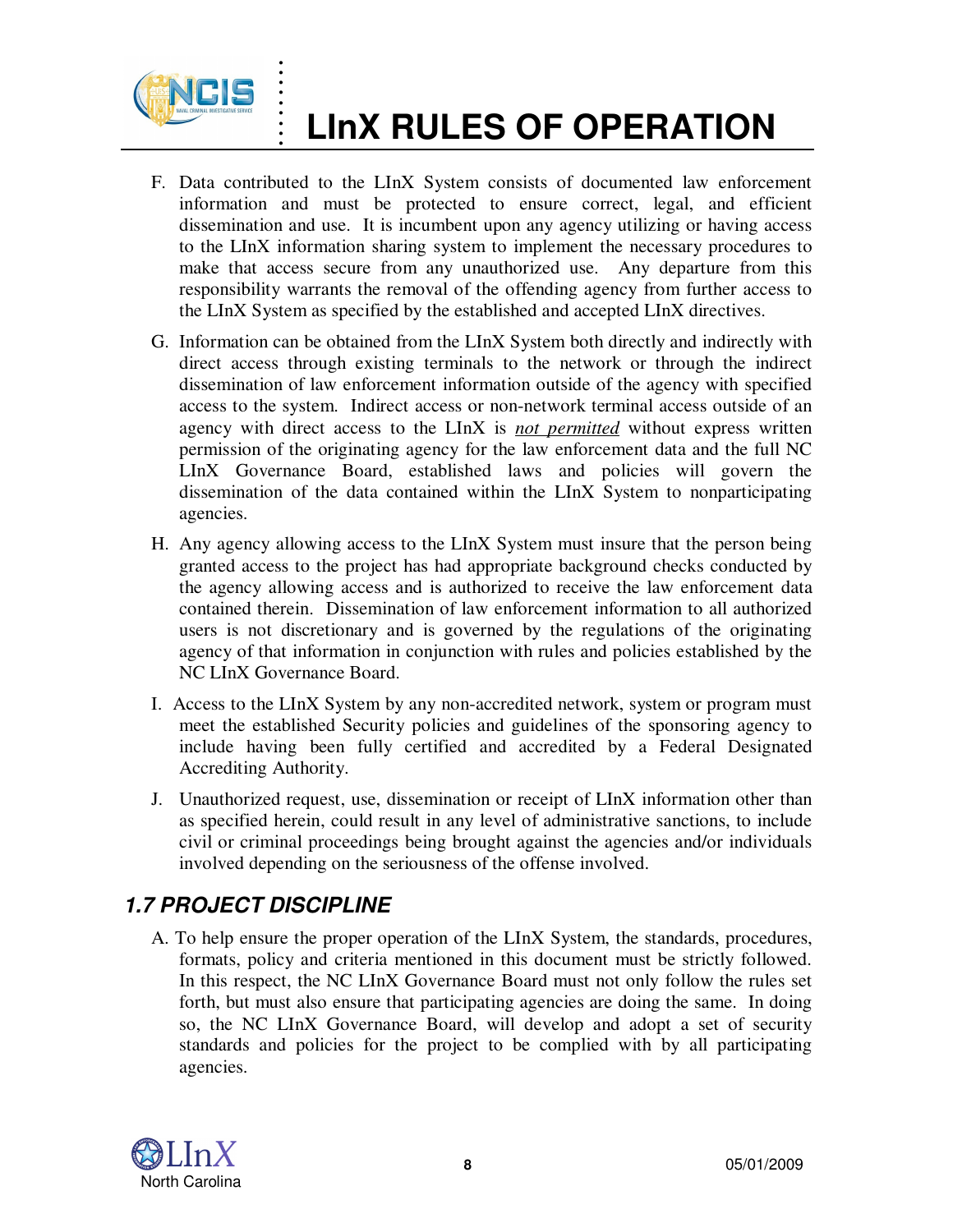F. Data contributed to the LInX System consists of documented law enforcement information and must be protected to ensure correct, legal, and efficient dissemination and use. It is incumbent upon any agency utilizing or having access to the LInX information sharing system to implement the necessary procedures to make that access secure from any unauthorized use. Any departure from this responsibility warrants the removal of the offending agency from further access to the LInX System as specified by the established and accepted LInX directives.

G. Information can be obtained from the LInX System both directly and indirectly with direct access through existing terminals to the network or through the indirect dissemination of law enforcement information outside of the agency with specified access to the system. Indirect access or non-network terminal access outside of an agency with direct access to the LInX is *not permitted* without express written permission of the originating agency for the law enforcement data and the full NC LInX Governance Board, established laws and policies will govern the dissemination of the data contained within the LInX System to nonparticipating agencies.

H. Any agency allowing access to the LInX System must insure that the person being granted access to the project has had appropriate background checks conducted by the agency allowing access and is authorized to receive the law enforcement data contained therein. Dissemination of law enforcement information to all authorized users is not discretionary and is governed by the regulations of the originating agency of that information in conjunction with rules and policies established by the NC LInX Governance Board.

I. Access to the LInX System by any non-accredited network, system or program must meet the established Security policies and guidelines of the sponsoring agency to include having been fully certified and accredited by a Federal Designated Accrediting Authority.

J. Unauthorized request, use, dissemination or receipt of LInX information other than as specified herein, could result in any level of administrative sanctions, to include civil or criminal proceedings being brought against the agencies and/or individuals involved depending on the seriousness of the offense involved.

## *1.7 PROJECT DISCIPLINE*

A. To help ensure the proper operation of the LInX System, the standards, procedures, formats, policy and criteria mentioned in this document must be strictly followed. In this respect, the NC LInX Governance Board must not only follow the rules set forth, but must also ensure that participating agencies are doing the same. In doing so, the NC LInX Governance Board, will develop and adopt a set of security standards and policies for the project to be complied with by all participating agencies.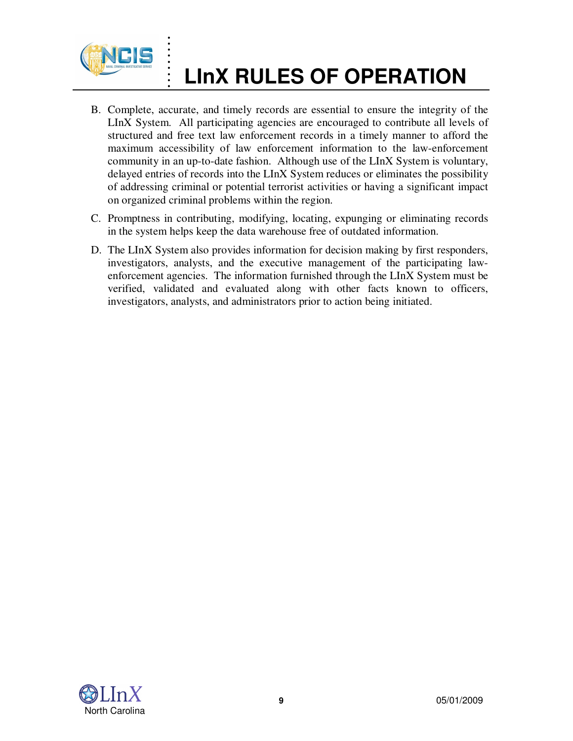B. Complete, accurate, and timely records are essential to ensure the integrity of the LInX System. All participating agencies are encouraged to contribute all levels of structured and free text law enforcement records in a timely manner to afford the maximum accessibility of law enforcement information to the law-enforcement community in an up-to-date fashion. Although use of the LInX System is voluntary, delayed entries of records into the LInX System reduces or eliminates the possibility of addressing criminal or potential terrorist activities or having a significant impact on organized criminal problems within the region.

C. Promptness in contributing, modifying, locating, expunging or eliminating records in the system helps keep the data warehouse free of outdated information.

D. The LInX System also provides information for decision making by first responders, investigators, analysts, and the executive management of the participating law-enforcement agencies. The information furnished through the LInX System must be verified, validated and evaluated along with other facts known to officers, investigators, analysts, and administrators prior to action being initiated.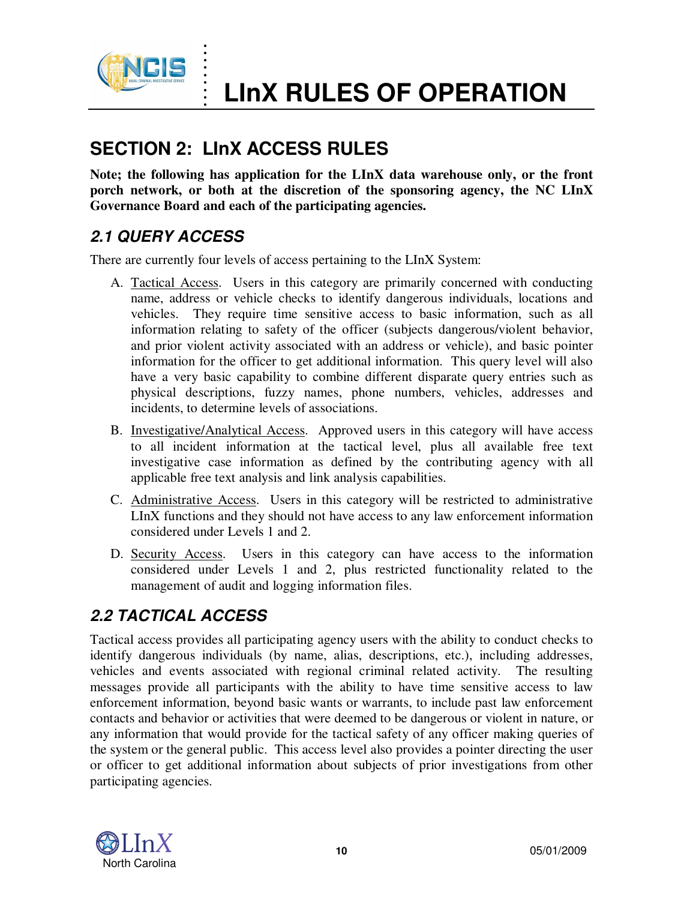## SECTION 2: LInX ACCESS RULES

**Note; the following has application for the LInX data warehouse only, or the front porch network, or both at the discretion of the sponsoring agency, the NC LInX Governance Board and each of the participating agencies.**

### *2.1 QUERY ACCESS*

There are currently four levels of access pertaining to the LInX System:

A. Tactical Access. Users in this category are primarily concerned with conducting name, address or vehicle checks to identify dangerous individuals, locations and vehicles. They require time sensitive access to basic information, such as all information relating to safety of the officer (subjects dangerous/violent behavior, and prior violent activity associated with an address or vehicle), and basic pointer information for the officer to get additional information. This query level will also have a very basic capability to combine different disparate query entries such as physical descriptions, fuzzy names, phone numbers, vehicles, addresses and incidents, to determine levels of associations.

B. Investigative/Analytical Access. Approved users in this category will have access to all incident information at the tactical level, plus all available free text investigative case information as defined by the contributing agency with all applicable free text analysis and link analysis capabilities.

C. Administrative Access. Users in this category will be restricted to administrative LInX functions and they should not have access to any law enforcement information considered under Levels 1 and 2.

D. Security Access. Users in this category can have access to the information considered under Levels 1 and 2, plus restricted functionality related to the management of audit and logging information files.

### *2.2 TACTICAL ACCESS*

Tactical access provides all participating agency users with the ability to conduct checks to identify dangerous individuals (by name, alias, descriptions, etc.), including addresses, vehicles and events associated with regional criminal related activity. The resulting messages provide all participants with the ability to have time sensitive access to law enforcement information, beyond basic wants or warrants, to include past law enforcement contacts and behavior or activities that were deemed to be dangerous or violent in nature, or any information that would provide for the tactical safety of any officer making queries of the system or the general public. This access level also provides a pointer directing the user or officer to get additional information about subjects of prior investigations from other participating agencies.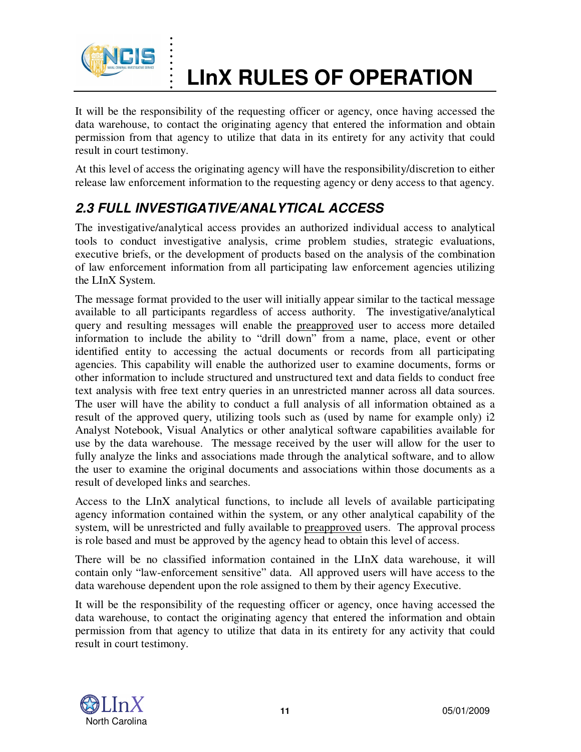It will be the responsibility of the requesting officer or agency, once having accessed the data warehouse, to contact the originating agency that entered the information and obtain permission from that agency to utilize that data in its entirety for any activity that could result in court testimony.

At this level of access the originating agency will have the responsibility/discretion to either release law enforcement information to the requesting agency or deny access to that agency.

## *2.3 FULL INVESTIGATIVE/ANALYTICAL ACCESS*

The investigative/analytical access provides an authorized individual access to analytical tools to conduct investigative analysis, crime problem studies, strategic evaluations, executive briefs, or the development of products based on the analysis of the combination of law enforcement information from all participating law enforcement agencies utilizing the LInX System.

The message format provided to the user will initially appear similar to the tactical message available to all participants regardless of access authority. The investigative/analytical query and resulting messages will enable the <u>preapproved</u> user to access more detailed information to include the ability to "drill down" from a name, place, event or other identified entity to accessing the actual documents or records from all participating agencies. This capability will enable the authorized user to examine documents, forms or other information to include structured and unstructured text and data fields to conduct free text analysis with free text entry queries in an unrestricted manner across all data sources. The user will have the ability to conduct a full analysis of all information obtained as a result of the approved query, utilizing tools such as (used by name for example only) i2 Analyst Notebook, Visual Analytics or other analytical software capabilities available for use by the data warehouse. The message received by the user will allow for the user to fully analyze the links and associations made through the analytical software, and to allow the user to examine the original documents and associations within those documents as a result of developed links and searches.

Access to the LInX analytical functions, to include all levels of available participating agency information contained within the system, or any other analytical capability of the system, will be unrestricted and fully available to <u>preapproved</u> users. The approval process is role based and must be approved by the agency head to obtain this level of access.

There will be no classified information contained in the LInX data warehouse, it will contain only "law-enforcement sensitive" data. All approved users will have access to the data warehouse dependent upon the role assigned to them by their agency Executive.

It will be the responsibility of the requesting officer or agency, once having accessed the data warehouse, to contact the originating agency that entered the information and obtain permission from that agency to utilize that data in its entirety for any activity that could result in court testimony.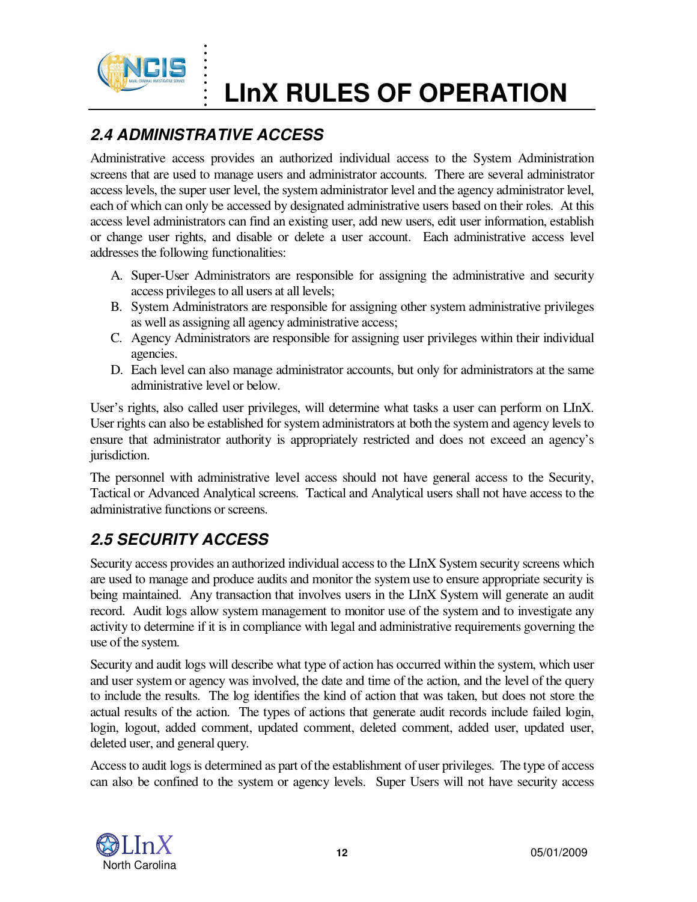## 2.4 ADMINISTRATIVE ACCESS

Administrative access provides an authorized individual access to the System Administration screens that are used to manage users and administrator accounts. There are several administrator access levels, the super user level, the system administrator level and the agency administrator level, each of which can only be accessed by designated administrative users based on their roles. At this access level administrators can find an existing user, add new users, edit user information, establish or change user rights, and disable or delete a user account. Each administrative access level addresses the following functionalities:

A. Super-User Administrators are responsible for assigning the administrative and security access privileges to all users at all levels;
B. System Administrators are responsible for assigning other system administrative privileges as well as assigning all agency administrative access;
C. Agency Administrators are responsible for assigning user privileges within their individual agencies.
D. Each level can also manage administrator accounts, but only for administrators at the same administrative level or below.

User's rights, also called user privileges, will determine what tasks a user can perform on LInX. User rights can also be established for system administrators at both the system and agency levels to ensure that administrator authority is appropriately restricted and does not exceed an agency's jurisdiction.

The personnel with administrative level access should not have general access to the Security, Tactical or Advanced Analytical screens. Tactical and Analytical users shall not have access to the administrative functions or screens.

## 2.5 SECURITY ACCESS

Security access provides an authorized individual access to the LInX System security screens which are used to manage and produce audits and monitor the system use to ensure appropriate security is being maintained. Any transaction that involves users in the LInX System will generate an audit record. Audit logs allow system management to monitor use of the system and to investigate any activity to determine if it is in compliance with legal and administrative requirements governing the use of the system.

Security and audit logs will describe what type of action has occurred within the system, which user and user system or agency was involved, the date and time of the action, and the level of the query to include the results. The log identifies the kind of action that was taken, but does not store the actual results of the action. The types of actions that generate audit records include failed login, login, logout, added comment, updated comment, deleted comment, added user, updated user, deleted user, and general query.

Access to audit logs is determined as part of the establishment of user privileges. The type of access can also be confined to the system or agency levels. Super Users will not have security access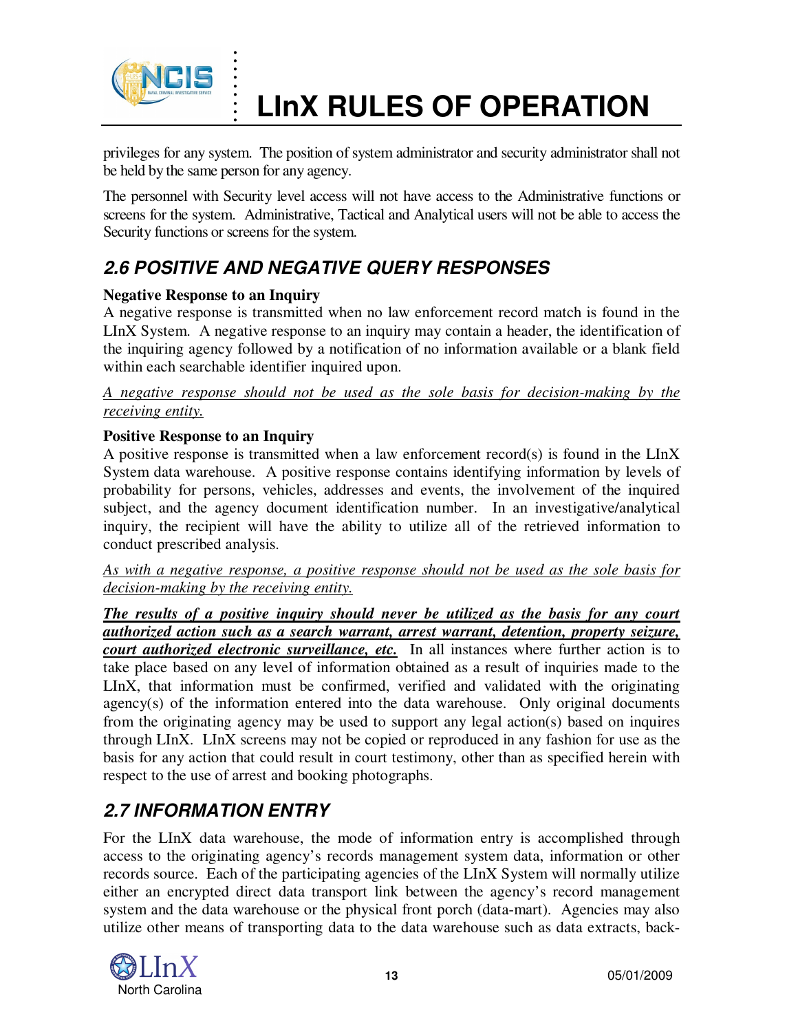privileges for any system. The position of system administrator and security administrator shall not be held by the same person for any agency.

The personnel with Security level access will not have access to the Administrative functions or screens for the system. Administrative, Tactical and Analytical users will not be able to access the Security functions or screens for the system.

## 2.6 POSITIVE AND NEGATIVE QUERY RESPONSES

**Negative Response to an Inquiry**

A negative response is transmitted when no law enforcement record match is found in the LInX System. A negative response to an inquiry may contain a header, the identification of the inquiring agency followed by a notification of no information available or a blank field within each searchable identifier inquired upon.

*A negative response should not be used as the sole basis for decision-making by the receiving entity.*

**Positive Response to an Inquiry**

A positive response is transmitted when a law enforcement record(s) is found in the LInX System data warehouse. A positive response contains identifying information by levels of probability for persons, vehicles, addresses and events, the involvement of the inquired subject, and the agency document identification number. In an investigative/analytical inquiry, the recipient will have the ability to utilize all of the retrieved information to conduct prescribed analysis.

*As with a negative response, a positive response should not be used as the sole basis for decision-making by the receiving entity.*

***The results of a positive inquiry should never be utilized as the basis for any court authorized action such as a search warrant, arrest warrant, detention, property seizure, court authorized electronic surveillance, etc.*** In all instances where further action is to take place based on any level of information obtained as a result of inquiries made to the LInX, that information must be confirmed, verified and validated with the originating agency(s) of the information entered into the data warehouse. Only original documents from the originating agency may be used to support any legal action(s) based on inquires through LInX. LInX screens may not be copied or reproduced in any fashion for use as the basis for any action that could result in court testimony, other than as specified herein with respect to the use of arrest and booking photographs.

## 2.7 INFORMATION ENTRY

For the LInX data warehouse, the mode of information entry is accomplished through access to the originating agency's records management system data, information or other records source. Each of the participating agencies of the LInX System will normally utilize either an encrypted direct data transport link between the agency's record management system and the data warehouse or the physical front porch (data-mart). Agencies may also utilize other means of transporting data to the data warehouse such as data extracts, back-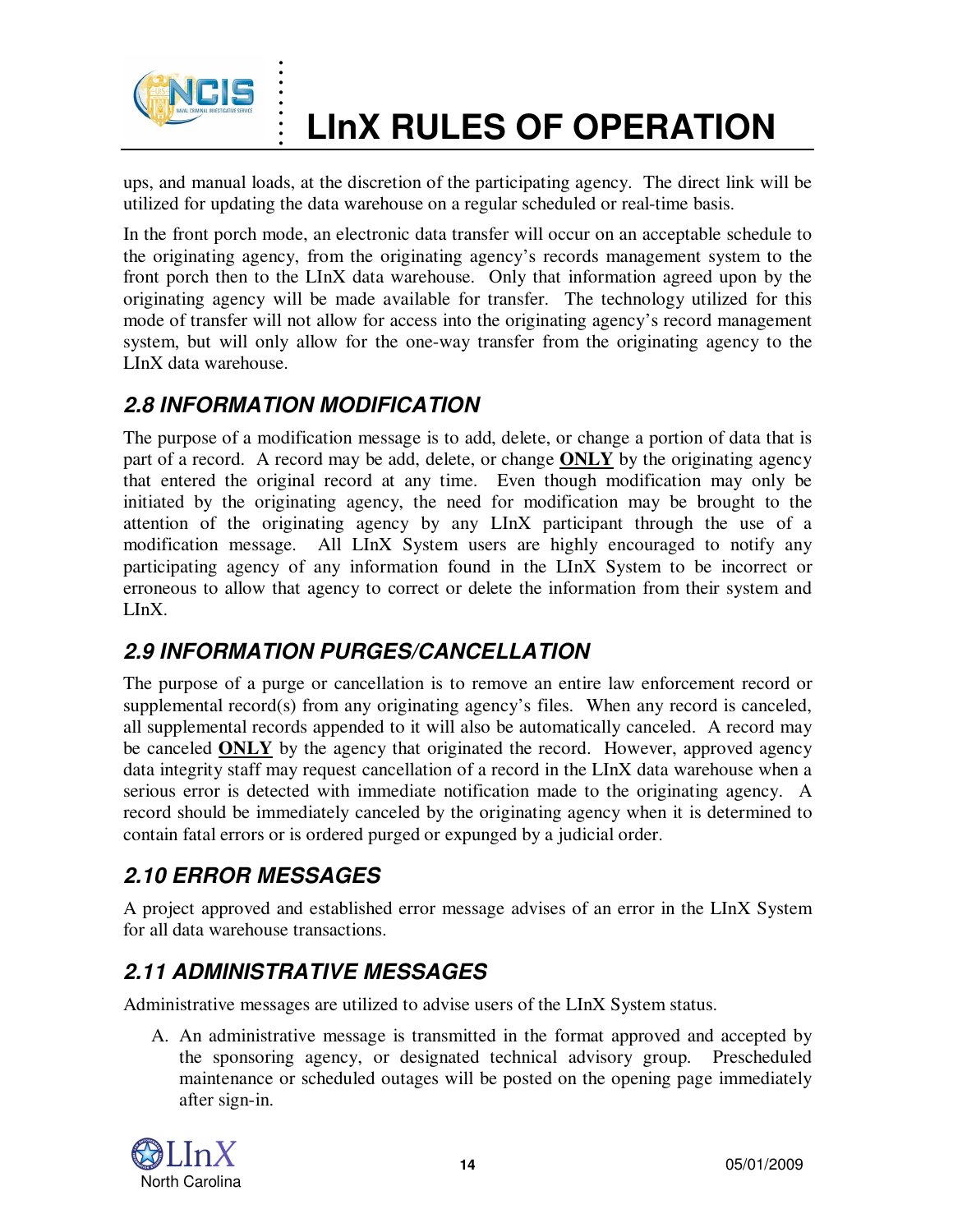ups, and manual loads, at the discretion of the participating agency. The direct link will be utilized for updating the data warehouse on a regular scheduled or real-time basis.

In the front porch mode, an electronic data transfer will occur on an acceptable schedule to the originating agency, from the originating agency's records management system to the front porch then to the LInX data warehouse. Only that information agreed upon by the originating agency will be made available for transfer. The technology utilized for this mode of transfer will not allow for access into the originating agency's record management system, but will only allow for the one-way transfer from the originating agency to the LInX data warehouse.

## 2.8 INFORMATION MODIFICATION

The purpose of a modification message is to add, delete, or change a portion of data that is part of a record. A record may be add, delete, or change **ONLY** by the originating agency that entered the original record at any time. Even though modification may only be initiated by the originating agency, the need for modification may be brought to the attention of the originating agency by any LInX participant through the use of a modification message. All LInX System users are highly encouraged to notify any participating agency of any information found in the LInX System to be incorrect or erroneous to allow that agency to correct or delete the information from their system and LInX.

## 2.9 INFORMATION PURGES/CANCELLATION

The purpose of a purge or cancellation is to remove an entire law enforcement record or supplemental record(s) from any originating agency's files. When any record is canceled, all supplemental records appended to it will also be automatically canceled. A record may be canceled **ONLY** by the agency that originated the record. However, approved agency data integrity staff may request cancellation of a record in the LInX data warehouse when a serious error is detected with immediate notification made to the originating agency. A record should be immediately canceled by the originating agency when it is determined to contain fatal errors or is ordered purged or expunged by a judicial order.

## 2.10 ERROR MESSAGES

A project approved and established error message advises of an error in the LInX System for all data warehouse transactions.

## 2.11 ADMINISTRATIVE MESSAGES

Administrative messages are utilized to advise users of the LInX System status.

A. An administrative message is transmitted in the format approved and accepted by the sponsoring agency, or designated technical advisory group. Prescheduled maintenance or scheduled outages will be posted on the opening page immediately after sign-in.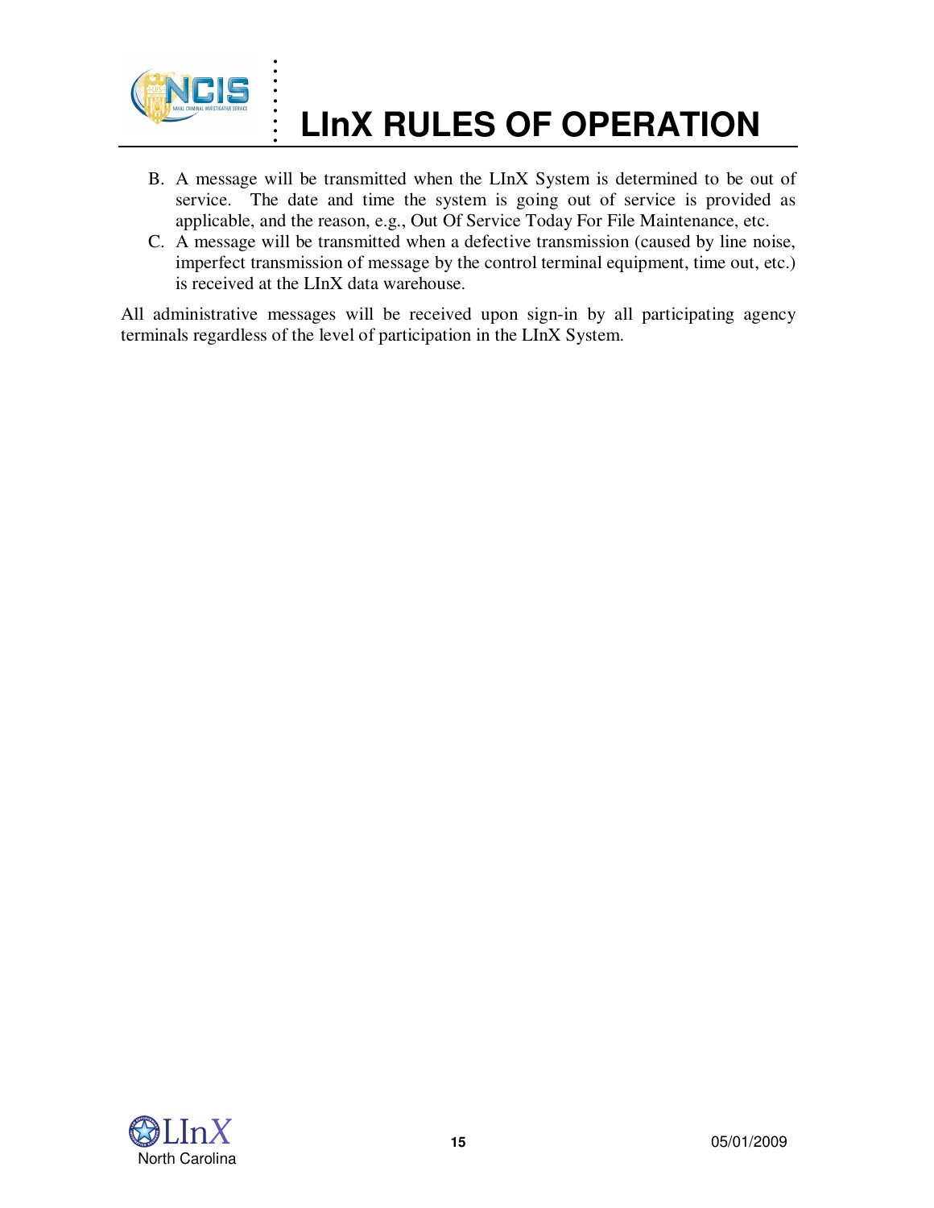B. A message will be transmitted when the LInX System is determined to be out of service. The date and time the system is going out of service is provided as applicable, and the reason, e.g., Out Of Service Today For File Maintenance, etc.

C. A message will be transmitted when a defective transmission (caused by line noise, imperfect transmission of message by the control terminal equipment, time out, etc.) is received at the LInX data warehouse.

All administrative messages will be received upon sign-in by all participating agency terminals regardless of the level of participation in the LInX System.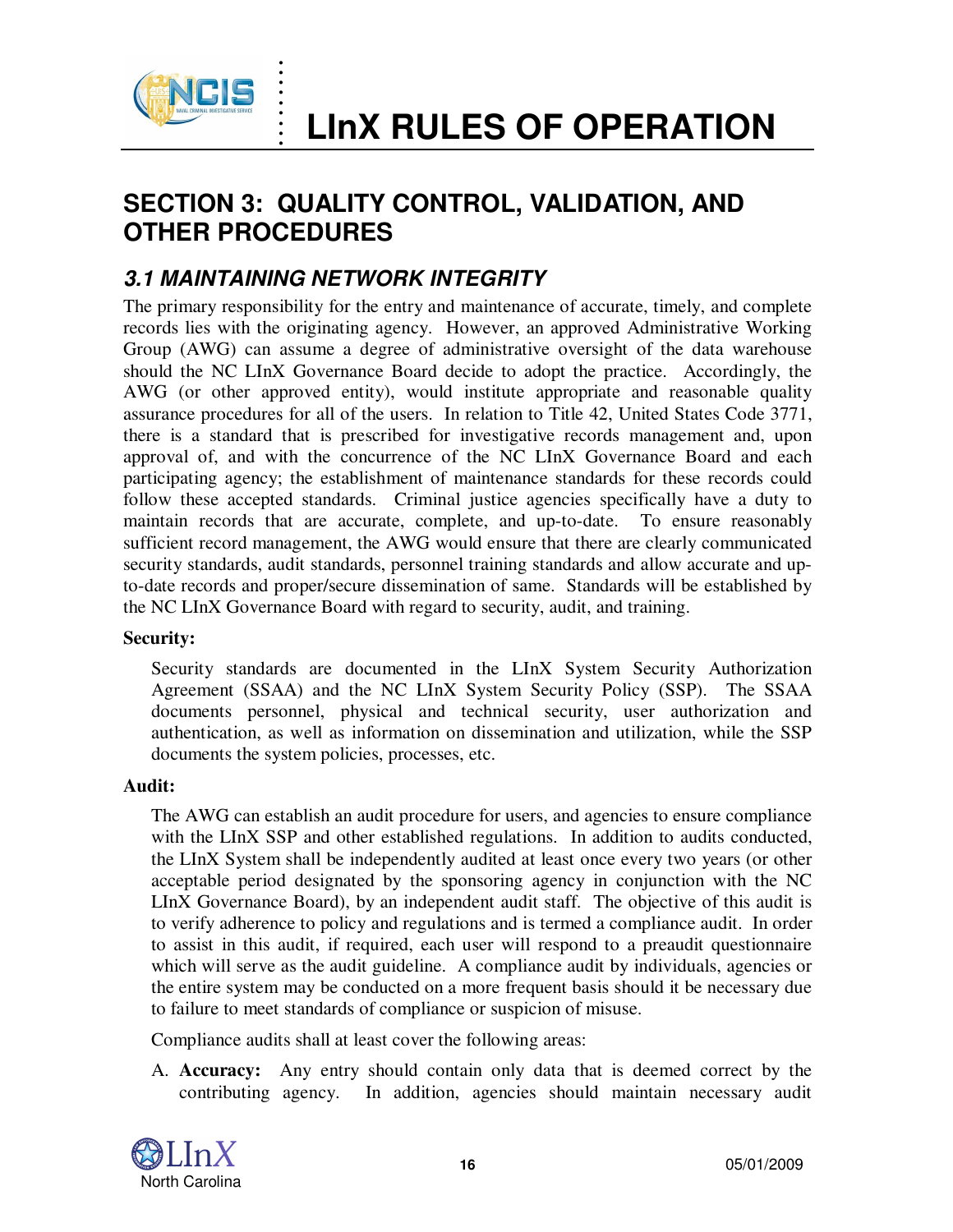# SECTION 3: QUALITY CONTROL, VALIDATION, AND OTHER PROCEDURES

## *3.1 MAINTAINING NETWORK INTEGRITY*

The primary responsibility for the entry and maintenance of accurate, timely, and complete records lies with the originating agency. However, an approved Administrative Working Group (AWG) can assume a degree of administrative oversight of the data warehouse should the NC LInX Governance Board decide to adopt the practice. Accordingly, the AWG (or other approved entity), would institute appropriate and reasonable quality assurance procedures for all of the users. In relation to Title 42, United States Code 3771, there is a standard that is prescribed for investigative records management and, upon approval of, and with the concurrence of the NC LInX Governance Board and each participating agency; the establishment of maintenance standards for these records could follow these accepted standards. Criminal justice agencies specifically have a duty to maintain records that are accurate, complete, and up-to-date. To ensure reasonably sufficient record management, the AWG would ensure that there are clearly communicated security standards, audit standards, personnel training standards and allow accurate and up-to-date records and proper/secure dissemination of same. Standards will be established by the NC LInX Governance Board with regard to security, audit, and training.

**Security:**

Security standards are documented in the LInX System Security Authorization Agreement (SSAA) and the NC LInX System Security Policy (SSP). The SSAA documents personnel, physical and technical security, user authorization and authentication, as well as information on dissemination and utilization, while the SSP documents the system policies, processes, etc.

**Audit:**

The AWG can establish an audit procedure for users, and agencies to ensure compliance with the LInX SSP and other established regulations. In addition to audits conducted, the LInX System shall be independently audited at least once every two years (or other acceptable period designated by the sponsoring agency in conjunction with the NC LInX Governance Board), by an independent audit staff. The objective of this audit is to verify adherence to policy and regulations and is termed a compliance audit. In order to assist in this audit, if required, each user will respond to a preaudit questionnaire which will serve as the audit guideline. A compliance audit by individuals, agencies or the entire system may be conducted on a more frequent basis should it be necessary due to failure to meet standards of compliance or suspicion of misuse.

Compliance audits shall at least cover the following areas:

A. **Accuracy:** Any entry should contain only data that is deemed correct by the contributing agency. In addition, agencies should maintain necessary audit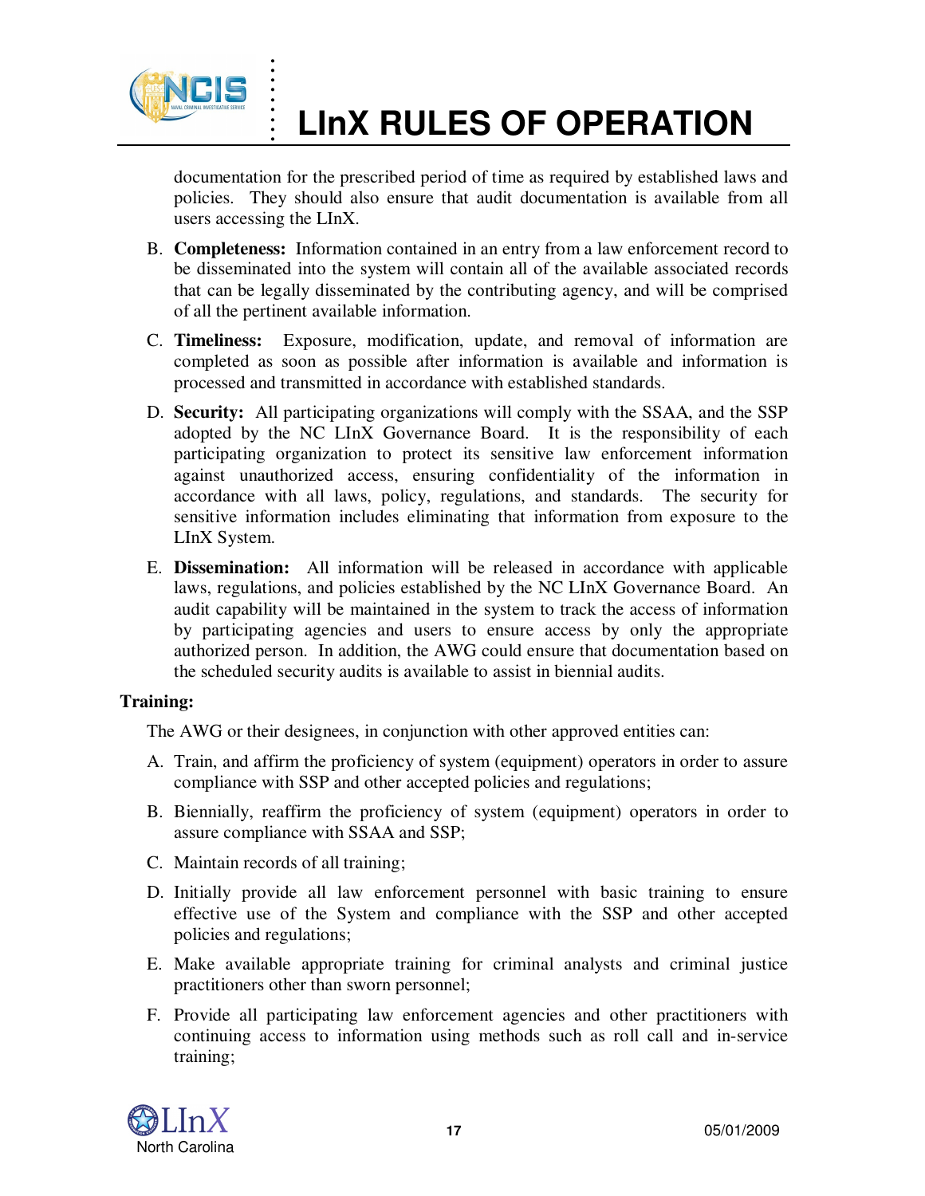documentation for the prescribed period of time as required by established laws and policies. They should also ensure that audit documentation is available from all users accessing the LInX.

B. **Completeness:** Information contained in an entry from a law enforcement record to be disseminated into the system will contain all of the available associated records that can be legally disseminated by the contributing agency, and will be comprised of all the pertinent available information.

C. **Timeliness:** Exposure, modification, update, and removal of information are completed as soon as possible after information is available and information is processed and transmitted in accordance with established standards.

D. **Security:** All participating organizations will comply with the SSAA, and the SSP adopted by the NC LInX Governance Board. It is the responsibility of each participating organization to protect its sensitive law enforcement information against unauthorized access, ensuring confidentiality of the information in accordance with all laws, policy, regulations, and standards. The security for sensitive information includes eliminating that information from exposure to the LInX System.

E. **Dissemination:** All information will be released in accordance with applicable laws, regulations, and policies established by the NC LInX Governance Board. An audit capability will be maintained in the system to track the access of information by participating agencies and users to ensure access by only the appropriate authorized person. In addition, the AWG could ensure that documentation based on the scheduled security audits is available to assist in biennial audits.

**Training:**

The AWG or their designees, in conjunction with other approved entities can:

A. Train, and affirm the proficiency of system (equipment) operators in order to assure compliance with SSP and other accepted policies and regulations;

B. Biennially, reaffirm the proficiency of system (equipment) operators in order to assure compliance with SSAA and SSP;

C. Maintain records of all training;

D. Initially provide all law enforcement personnel with basic training to ensure effective use of the System and compliance with the SSP and other accepted policies and regulations;

E. Make available appropriate training for criminal analysts and criminal justice practitioners other than sworn personnel;

F. Provide all participating law enforcement agencies and other practitioners with continuing access to information using methods such as roll call and in-service training;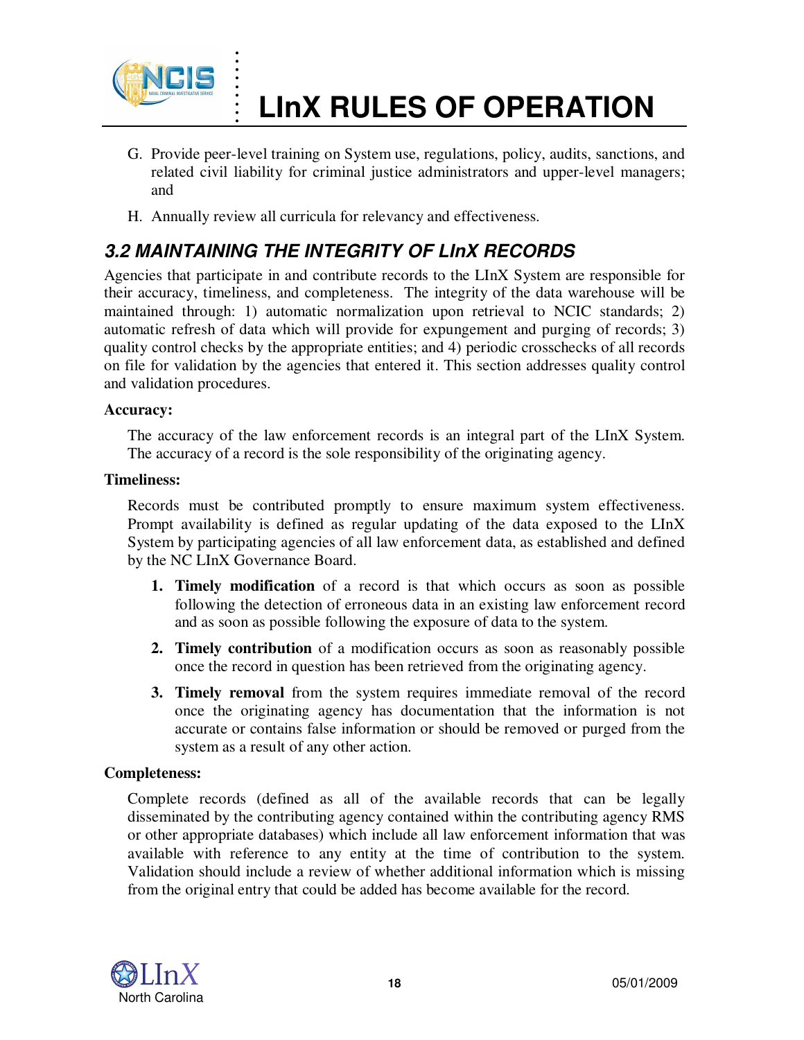G. Provide peer-level training on System use, regulations, policy, audits, sanctions, and related civil liability for criminal justice administrators and upper-level managers; and

H. Annually review all curricula for relevancy and effectiveness.

## 3.2 MAINTAINING THE INTEGRITY OF LInX RECORDS

Agencies that participate in and contribute records to the LInX System are responsible for their accuracy, timeliness, and completeness. The integrity of the data warehouse will be maintained through: 1) automatic normalization upon retrieval to NCIC standards; 2) automatic refresh of data which will provide for expungement and purging of records; 3) quality control checks by the appropriate entities; and 4) periodic crosschecks of all records on file for validation by the agencies that entered it. This section addresses quality control and validation procedures.

**Accuracy:**

The accuracy of the law enforcement records is an integral part of the LInX System. The accuracy of a record is the sole responsibility of the originating agency.

**Timeliness:**

Records must be contributed promptly to ensure maximum system effectiveness. Prompt availability is defined as regular updating of the data exposed to the LInX System by participating agencies of all law enforcement data, as established and defined by the NC LInX Governance Board.

1. **Timely modification** of a record is that which occurs as soon as possible following the detection of erroneous data in an existing law enforcement record and as soon as possible following the exposure of data to the system.
2. **Timely contribution** of a modification occurs as soon as reasonably possible once the record in question has been retrieved from the originating agency.
3. **Timely removal** from the system requires immediate removal of the record once the originating agency has documentation that the information is not accurate or contains false information or should be removed or purged from the system as a result of any other action.

**Completeness:**

Complete records (defined as all of the available records that can be legally disseminated by the contributing agency contained within the contributing agency RMS or other appropriate databases) which include all law enforcement information that was available with reference to any entity at the time of contribution to the system. Validation should include a review of whether additional information which is missing from the original entry that could be added has become available for the record.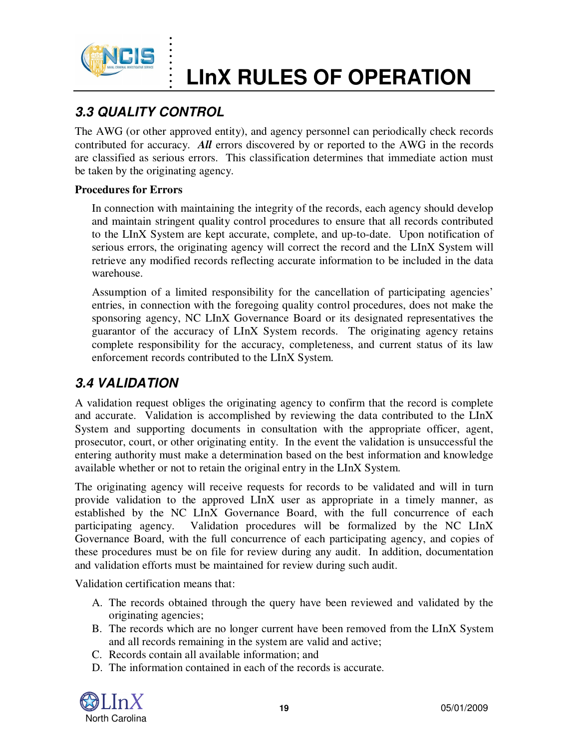## *3.3 QUALITY CONTROL*

The AWG (or other approved entity), and agency personnel can periodically check records contributed for accuracy. ***All*** errors discovered by or reported to the AWG in the records are classified as serious errors. This classification determines that immediate action must be taken by the originating agency.

**Procedures for Errors**

In connection with maintaining the integrity of the records, each agency should develop and maintain stringent quality control procedures to ensure that all records contributed to the LInX System are kept accurate, complete, and up-to-date. Upon notification of serious errors, the originating agency will correct the record and the LInX System will retrieve any modified records reflecting accurate information to be included in the data warehouse.

Assumption of a limited responsibility for the cancellation of participating agencies' entries, in connection with the foregoing quality control procedures, does not make the sponsoring agency, NC LInX Governance Board or its designated representatives the guarantor of the accuracy of LInX System records. The originating agency retains complete responsibility for the accuracy, completeness, and current status of its law enforcement records contributed to the LInX System.

## *3.4 VALIDATION*

A validation request obliges the originating agency to confirm that the record is complete and accurate. Validation is accomplished by reviewing the data contributed to the LInX System and supporting documents in consultation with the appropriate officer, agent, prosecutor, court, or other originating entity. In the event the validation is unsuccessful the entering authority must make a determination based on the best information and knowledge available whether or not to retain the original entry in the LInX System.

The originating agency will receive requests for records to be validated and will in turn provide validation to the approved LInX user as appropriate in a timely manner, as established by the NC LInX Governance Board, with the full concurrence of each participating agency. Validation procedures will be formalized by the NC LInX Governance Board, with the full concurrence of each participating agency, and copies of these procedures must be on file for review during any audit. In addition, documentation and validation efforts must be maintained for review during such audit.

Validation certification means that:

A. The records obtained through the query have been reviewed and validated by the originating agencies;
B. The records which are no longer current have been removed from the LInX System and all records remaining in the system are valid and active;
C. Records contain all available information; and
D. The information contained in each of the records is accurate.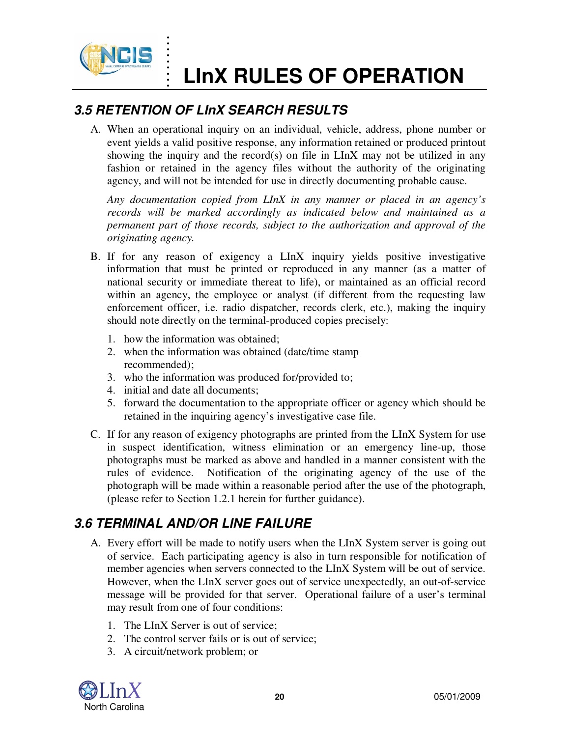## 3.5 RETENTION OF LInX SEARCH RESULTS

A. When an operational inquiry on an individual, vehicle, address, phone number or event yields a valid positive response, any information retained or produced printout showing the inquiry and the record(s) on file in LInX may not be utilized in any fashion or retained in the agency files without the authority of the originating agency, and will not be intended for use in directly documenting probable cause.

   *Any documentation copied from LInX in any manner or placed in an agency's records will be marked accordingly as indicated below and maintained as a permanent part of those records, subject to the authorization and approval of the originating agency.*

B. If for any reason of exigency a LInX inquiry yields positive investigative information that must be printed or reproduced in any manner (as a matter of national security or immediate thereat to life), or maintained as an official record within an agency, the employee or analyst (if different from the requesting law enforcement officer, i.e. radio dispatcher, records clerk, etc.), making the inquiry should note directly on the terminal-produced copies precisely:

   1. how the information was obtained;
   2. when the information was obtained (date/time stamp recommended);
   3. who the information was produced for/provided to;
   4. initial and date all documents;
   5. forward the documentation to the appropriate officer or agency which should be retained in the inquiring agency's investigative case file.

C. If for any reason of exigency photographs are printed from the LInX System for use in suspect identification, witness elimination or an emergency line-up, those photographs must be marked as above and handled in a manner consistent with the rules of evidence. Notification of the originating agency of the use of the photograph will be made within a reasonable period after the use of the photograph, (please refer to Section 1.2.1 herein for further guidance).

## 3.6 TERMINAL AND/OR LINE FAILURE

A. Every effort will be made to notify users when the LInX System server is going out of service. Each participating agency is also in turn responsible for notification of member agencies when servers connected to the LInX System will be out of service. However, when the LInX server goes out of service unexpectedly, an out-of-service message will be provided for that server. Operational failure of a user's terminal may result from one of four conditions:

   1. The LInX Server is out of service;
   2. The control server fails or is out of service;
   3. A circuit/network problem; or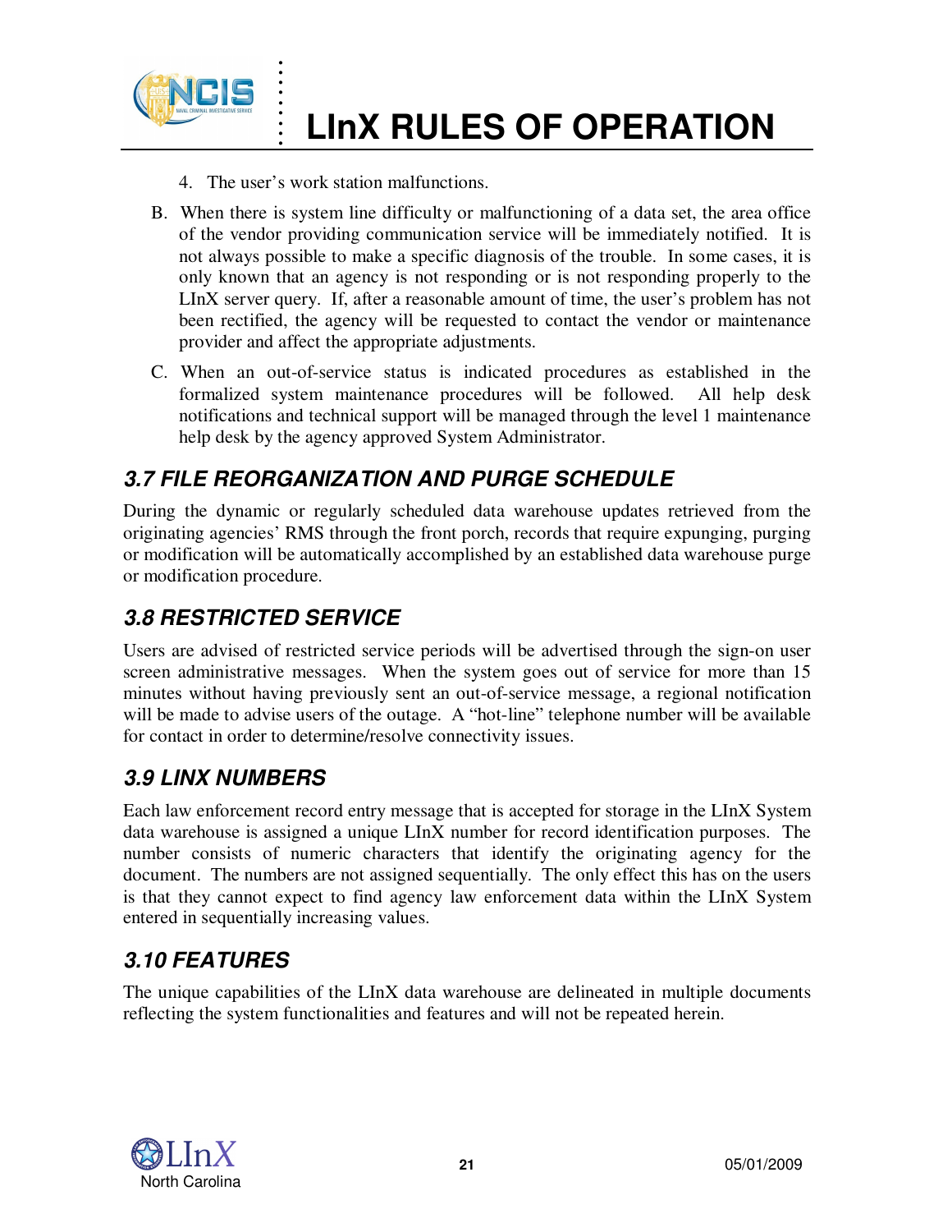4. The user's work station malfunctions.

B. When there is system line difficulty or malfunctioning of a data set, the area office of the vendor providing communication service will be immediately notified. It is not always possible to make a specific diagnosis of the trouble. In some cases, it is only known that an agency is not responding or is not responding properly to the LInX server query. If, after a reasonable amount of time, the user's problem has not been rectified, the agency will be requested to contact the vendor or maintenance provider and affect the appropriate adjustments.

C. When an out-of-service status is indicated procedures as established in the formalized system maintenance procedures will be followed. All help desk notifications and technical support will be managed through the level 1 maintenance help desk by the agency approved System Administrator.

## *3.7 FILE REORGANIZATION AND PURGE SCHEDULE*

During the dynamic or regularly scheduled data warehouse updates retrieved from the originating agencies' RMS through the front porch, records that require expunging, purging or modification will be automatically accomplished by an established data warehouse purge or modification procedure.

## *3.8 RESTRICTED SERVICE*

Users are advised of restricted service periods will be advertised through the sign-on user screen administrative messages. When the system goes out of service for more than 15 minutes without having previously sent an out-of-service message, a regional notification will be made to advise users of the outage. A "hot-line" telephone number will be available for contact in order to determine/resolve connectivity issues.

## *3.9 LINX NUMBERS*

Each law enforcement record entry message that is accepted for storage in the LInX System data warehouse is assigned a unique LInX number for record identification purposes. The number consists of numeric characters that identify the originating agency for the document. The numbers are not assigned sequentially. The only effect this has on the users is that they cannot expect to find agency law enforcement data within the LInX System entered in sequentially increasing values.

## *3.10 FEATURES*

The unique capabilities of the LInX data warehouse are delineated in multiple documents reflecting the system functionalities and features and will not be repeated herein.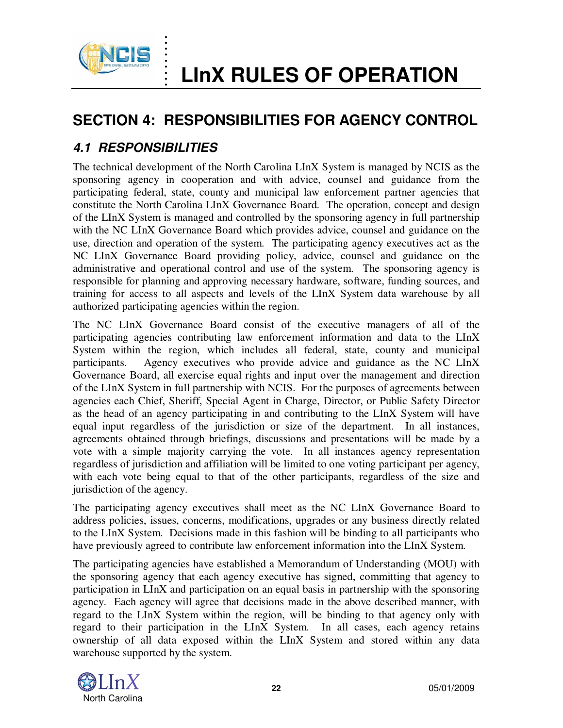# SECTION 4: RESPONSIBILITIES FOR AGENCY CONTROL

## *4.1 RESPONSIBILITIES*

The technical development of the North Carolina LInX System is managed by NCIS as the sponsoring agency in cooperation and with advice, counsel and guidance from the participating federal, state, county and municipal law enforcement partner agencies that constitute the North Carolina LInX Governance Board. The operation, concept and design of the LInX System is managed and controlled by the sponsoring agency in full partnership with the NC LInX Governance Board which provides advice, counsel and guidance on the use, direction and operation of the system. The participating agency executives act as the NC LInX Governance Board providing policy, advice, counsel and guidance on the administrative and operational control and use of the system. The sponsoring agency is responsible for planning and approving necessary hardware, software, funding sources, and training for access to all aspects and levels of the LInX System data warehouse by all authorized participating agencies within the region.

The NC LInX Governance Board consist of the executive managers of all of the participating agencies contributing law enforcement information and data to the LInX System within the region, which includes all federal, state, county and municipal participants. Agency executives who provide advice and guidance as the NC LInX Governance Board, all exercise equal rights and input over the management and direction of the LInX System in full partnership with NCIS. For the purposes of agreements between agencies each Chief, Sheriff, Special Agent in Charge, Director, or Public Safety Director as the head of an agency participating in and contributing to the LInX System will have equal input regardless of the jurisdiction or size of the department. In all instances, agreements obtained through briefings, discussions and presentations will be made by a vote with a simple majority carrying the vote. In all instances agency representation regardless of jurisdiction and affiliation will be limited to one voting participant per agency, with each vote being equal to that of the other participants, regardless of the size and jurisdiction of the agency.

The participating agency executives shall meet as the NC LInX Governance Board to address policies, issues, concerns, modifications, upgrades or any business directly related to the LInX System. Decisions made in this fashion will be binding to all participants who have previously agreed to contribute law enforcement information into the LInX System.

The participating agencies have established a Memorandum of Understanding (MOU) with the sponsoring agency that each agency executive has signed, committing that agency to participation in LInX and participation on an equal basis in partnership with the sponsoring agency. Each agency will agree that decisions made in the above described manner, with regard to the LInX System within the region, will be binding to that agency only with regard to their participation in the LInX System. In all cases, each agency retains ownership of all data exposed within the LInX System and stored within any data warehouse supported by the system.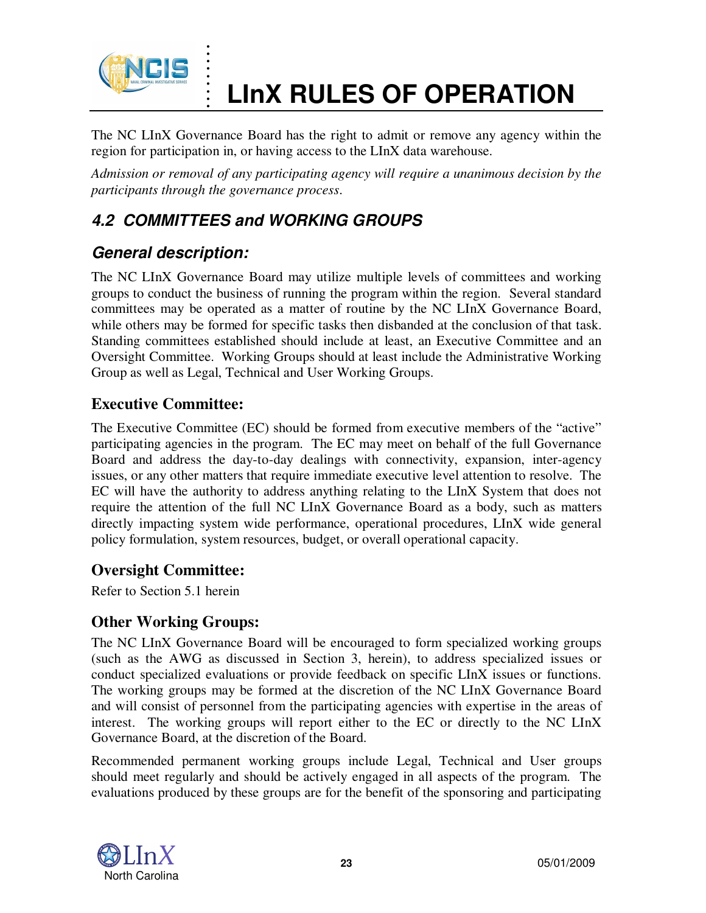The NC LInX Governance Board has the right to admit or remove any agency within the region for participation in, or having access to the LInX data warehouse.

*Admission or removal of any participating agency will require a unanimous decision by the participants through the governance process.*

## 4.2 COMMITTEES and WORKING GROUPS

### General description:

The NC LInX Governance Board may utilize multiple levels of committees and working groups to conduct the business of running the program within the region. Several standard committees may be operated as a matter of routine by the NC LInX Governance Board, while others may be formed for specific tasks then disbanded at the conclusion of that task. Standing committees established should include at least, an Executive Committee and an Oversight Committee. Working Groups should at least include the Administrative Working Group as well as Legal, Technical and User Working Groups.

### Executive Committee:

The Executive Committee (EC) should be formed from executive members of the "active" participating agencies in the program. The EC may meet on behalf of the full Governance Board and address the day-to-day dealings with connectivity, expansion, inter-agency issues, or any other matters that require immediate executive level attention to resolve. The EC will have the authority to address anything relating to the LInX System that does not require the attention of the full NC LInX Governance Board as a body, such as matters directly impacting system wide performance, operational procedures, LInX wide general policy formulation, system resources, budget, or overall operational capacity.

### Oversight Committee:

Refer to Section 5.1 herein

### Other Working Groups:

The NC LInX Governance Board will be encouraged to form specialized working groups (such as the AWG as discussed in Section 3, herein), to address specialized issues or conduct specialized evaluations or provide feedback on specific LInX issues or functions. The working groups may be formed at the discretion of the NC LInX Governance Board and will consist of personnel from the participating agencies with expertise in the areas of interest. The working groups will report either to the EC or directly to the NC LInX Governance Board, at the discretion of the Board.

Recommended permanent working groups include Legal, Technical and User groups should meet regularly and should be actively engaged in all aspects of the program. The evaluations produced by these groups are for the benefit of the sponsoring and participating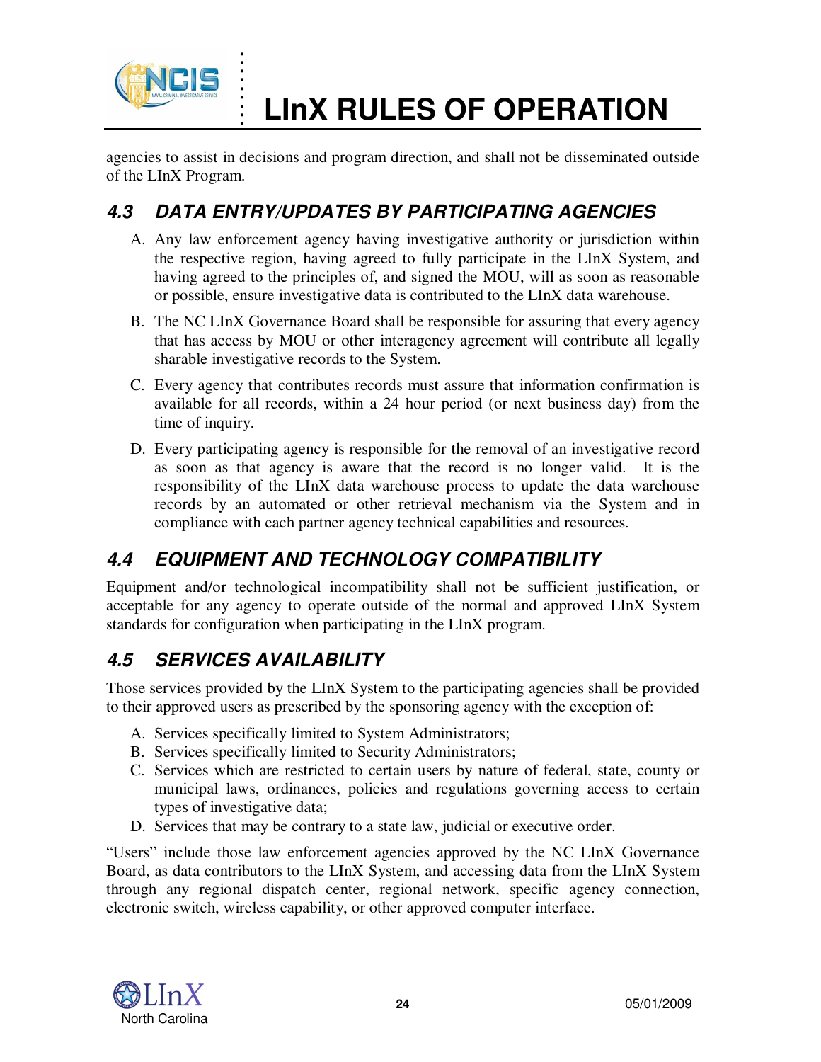agencies to assist in decisions and program direction, and shall not be disseminated outside of the LInX Program.

## *4.3 DATA ENTRY/UPDATES BY PARTICIPATING AGENCIES*

A. Any law enforcement agency having investigative authority or jurisdiction within the respective region, having agreed to fully participate in the LInX System, and having agreed to the principles of, and signed the MOU, will as soon as reasonable or possible, ensure investigative data is contributed to the LInX data warehouse.

B. The NC LInX Governance Board shall be responsible for assuring that every agency that has access by MOU or other interagency agreement will contribute all legally sharable investigative records to the System.

C. Every agency that contributes records must assure that information confirmation is available for all records, within a 24 hour period (or next business day) from the time of inquiry.

D. Every participating agency is responsible for the removal of an investigative record as soon as that agency is aware that the record is no longer valid. It is the responsibility of the LInX data warehouse process to update the data warehouse records by an automated or other retrieval mechanism via the System and in compliance with each partner agency technical capabilities and resources.

## *4.4 EQUIPMENT AND TECHNOLOGY COMPATIBILITY*

Equipment and/or technological incompatibility shall not be sufficient justification, or acceptable for any agency to operate outside of the normal and approved LInX System standards for configuration when participating in the LInX program.

## *4.5 SERVICES AVAILABILITY*

Those services provided by the LInX System to the participating agencies shall be provided to their approved users as prescribed by the sponsoring agency with the exception of:

A. Services specifically limited to System Administrators;
B. Services specifically limited to Security Administrators;
C. Services which are restricted to certain users by nature of federal, state, county or municipal laws, ordinances, policies and regulations governing access to certain types of investigative data;
D. Services that may be contrary to a state law, judicial or executive order.

"Users" include those law enforcement agencies approved by the NC LInX Governance Board, as data contributors to the LInX System, and accessing data from the LInX System through any regional dispatch center, regional network, specific agency connection, electronic switch, wireless capability, or other approved computer interface.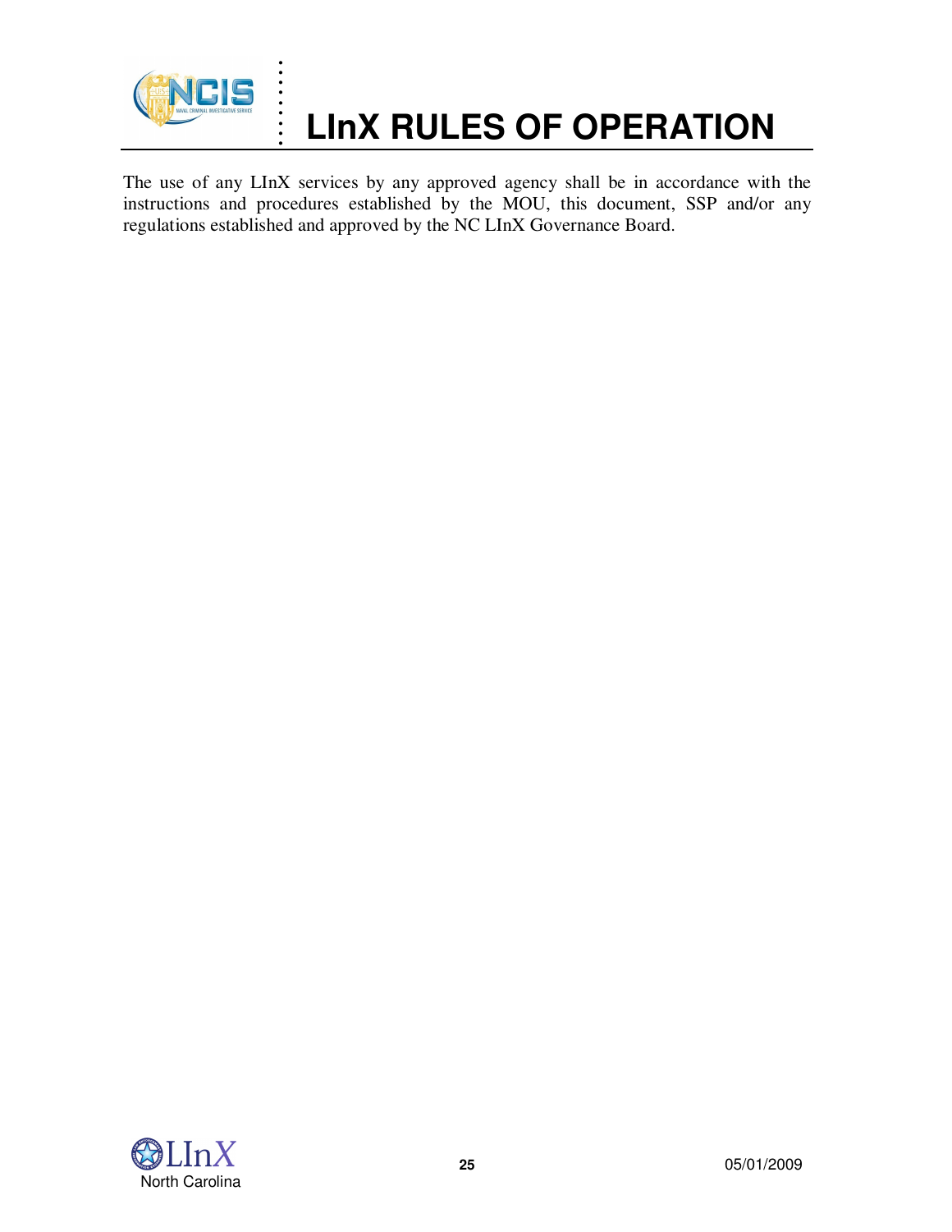# LInX RULES OF OPERATION

The use of any LInX services by any approved agency shall be in accordance with the instructions and procedures established by the MOU, this document, SSP and/or any regulations established and approved by the NC LInX Governance Board.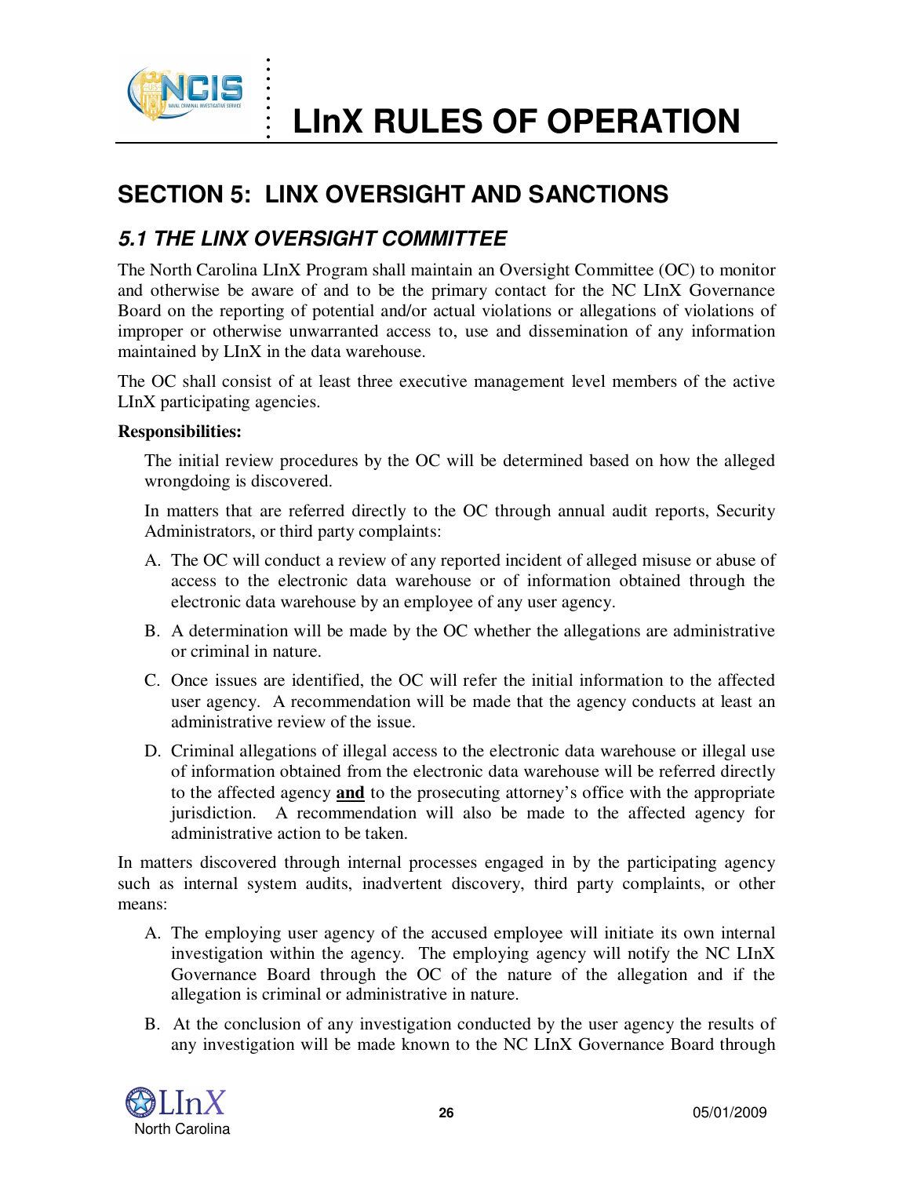# SECTION 5: LINX OVERSIGHT AND SANCTIONS

## *5.1 THE LINX OVERSIGHT COMMITTEE*

The North Carolina LInX Program shall maintain an Oversight Committee (OC) to monitor and otherwise be aware of and to be the primary contact for the NC LInX Governance Board on the reporting of potential and/or actual violations or allegations of violations of improper or otherwise unwarranted access to, use and dissemination of any information maintained by LInX in the data warehouse.

The OC shall consist of at least three executive management level members of the active LInX participating agencies.

**Responsibilities:**

The initial review procedures by the OC will be determined based on how the alleged wrongdoing is discovered.

In matters that are referred directly to the OC through annual audit reports, Security Administrators, or third party complaints:

A. The OC will conduct a review of any reported incident of alleged misuse or abuse of access to the electronic data warehouse or of information obtained through the electronic data warehouse by an employee of any user agency.

B. A determination will be made by the OC whether the allegations are administrative or criminal in nature.

C. Once issues are identified, the OC will refer the initial information to the affected user agency. A recommendation will be made that the agency conducts at least an administrative review of the issue.

D. Criminal allegations of illegal access to the electronic data warehouse or illegal use of information obtained from the electronic data warehouse will be referred directly to the affected agency **and** to the prosecuting attorney's office with the appropriate jurisdiction. A recommendation will also be made to the affected agency for administrative action to be taken.

In matters discovered through internal processes engaged in by the participating agency such as internal system audits, inadvertent discovery, third party complaints, or other means:

A. The employing user agency of the accused employee will initiate its own internal investigation within the agency. The employing agency will notify the NC LInX Governance Board through the OC of the nature of the allegation and if the allegation is criminal or administrative in nature.

B. At the conclusion of any investigation conducted by the user agency the results of any investigation will be made known to the NC LInX Governance Board through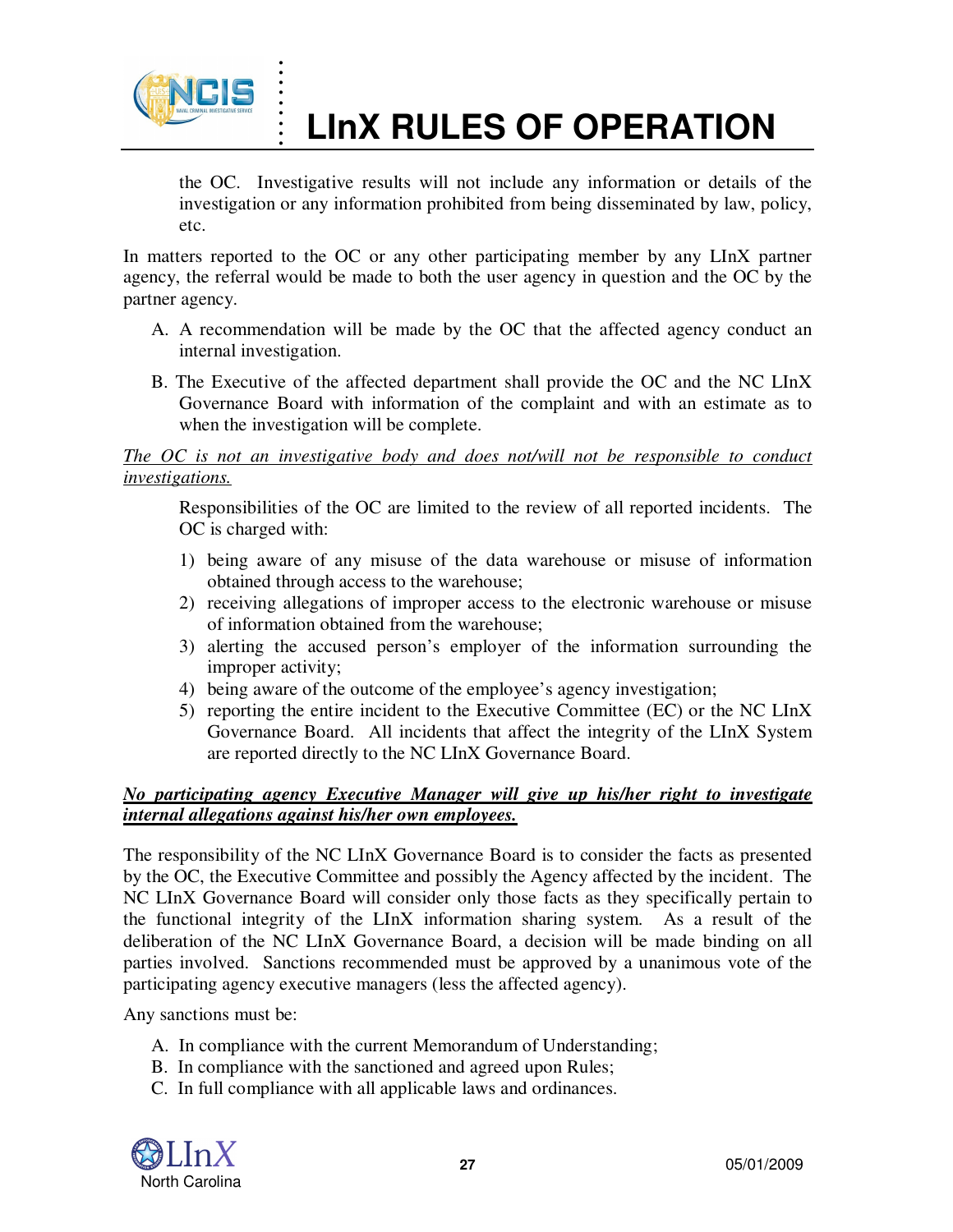the OC. Investigative results will not include any information or details of the investigation or any information prohibited from being disseminated by law, policy, etc.

In matters reported to the OC or any other participating member by any LInX partner agency, the referral would be made to both the user agency in question and the OC by the partner agency.

A. A recommendation will be made by the OC that the affected agency conduct an internal investigation.

B. The Executive of the affected department shall provide the OC and the NC LInX Governance Board with information of the complaint and with an estimate as to when the investigation will be complete.

*The OC is not an investigative body and does not/will not be responsible to conduct investigations.*

Responsibilities of the OC are limited to the review of all reported incidents. The OC is charged with:

1) being aware of any misuse of the data warehouse or misuse of information obtained through access to the warehouse;
2) receiving allegations of improper access to the electronic warehouse or misuse of information obtained from the warehouse;
3) alerting the accused person's employer of the information surrounding the improper activity;
4) being aware of the outcome of the employee's agency investigation;
5) reporting the entire incident to the Executive Committee (EC) or the NC LInX Governance Board. All incidents that affect the integrity of the LInX System are reported directly to the NC LInX Governance Board.

***No participating agency Executive Manager will give up his/her right to investigate internal allegations against his/her own employees.***

The responsibility of the NC LInX Governance Board is to consider the facts as presented by the OC, the Executive Committee and possibly the Agency affected by the incident. The NC LInX Governance Board will consider only those facts as they specifically pertain to the functional integrity of the LInX information sharing system. As a result of the deliberation of the NC LInX Governance Board, a decision will be made binding on all parties involved. Sanctions recommended must be approved by a unanimous vote of the participating agency executive managers (less the affected agency).

Any sanctions must be:

A. In compliance with the current Memorandum of Understanding;
B. In compliance with the sanctioned and agreed upon Rules;
C. In full compliance with all applicable laws and ordinances.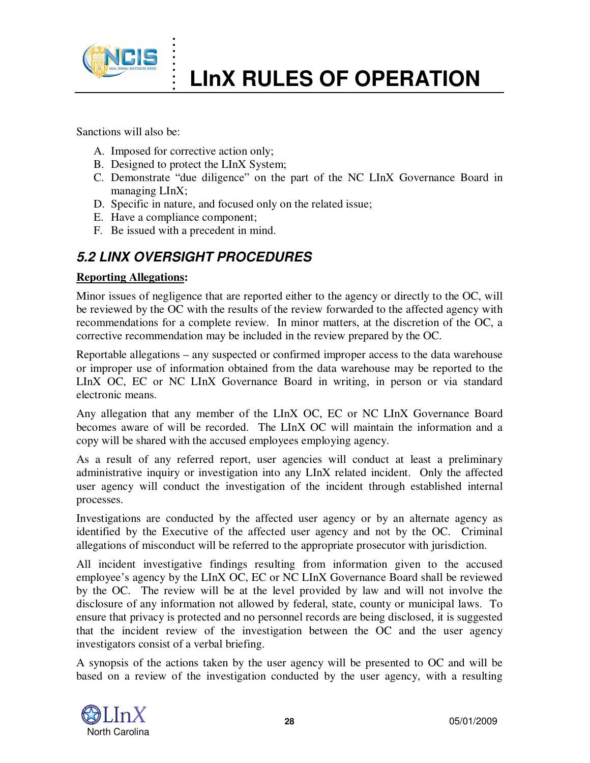Sanctions will also be:

A. Imposed for corrective action only;
B. Designed to protect the LInX System;
C. Demonstrate "due diligence" on the part of the NC LInX Governance Board in managing LInX;
D. Specific in nature, and focused only on the related issue;
E. Have a compliance component;
F. Be issued with a precedent in mind.

## *5.2 LINX OVERSIGHT PROCEDURES*

**Reporting Allegations:**

Minor issues of negligence that are reported either to the agency or directly to the OC, will be reviewed by the OC with the results of the review forwarded to the affected agency with recommendations for a complete review. In minor matters, at the discretion of the OC, a corrective recommendation may be included in the review prepared by the OC.

Reportable allegations – any suspected or confirmed improper access to the data warehouse or improper use of information obtained from the data warehouse may be reported to the LInX OC, EC or NC LInX Governance Board in writing, in person or via standard electronic means.

Any allegation that any member of the LInX OC, EC or NC LInX Governance Board becomes aware of will be recorded. The LInX OC will maintain the information and a copy will be shared with the accused employees employing agency.

As a result of any referred report, user agencies will conduct at least a preliminary administrative inquiry or investigation into any LInX related incident. Only the affected user agency will conduct the investigation of the incident through established internal processes.

Investigations are conducted by the affected user agency or by an alternate agency as identified by the Executive of the affected user agency and not by the OC. Criminal allegations of misconduct will be referred to the appropriate prosecutor with jurisdiction.

All incident investigative findings resulting from information given to the accused employee's agency by the LInX OC, EC or NC LInX Governance Board shall be reviewed by the OC. The review will be at the level provided by law and will not involve the disclosure of any information not allowed by federal, state, county or municipal laws. To ensure that privacy is protected and no personnel records are being disclosed, it is suggested that the incident review of the investigation between the OC and the user agency investigators consist of a verbal briefing.

A synopsis of the actions taken by the user agency will be presented to OC and will be based on a review of the investigation conducted by the user agency, with a resulting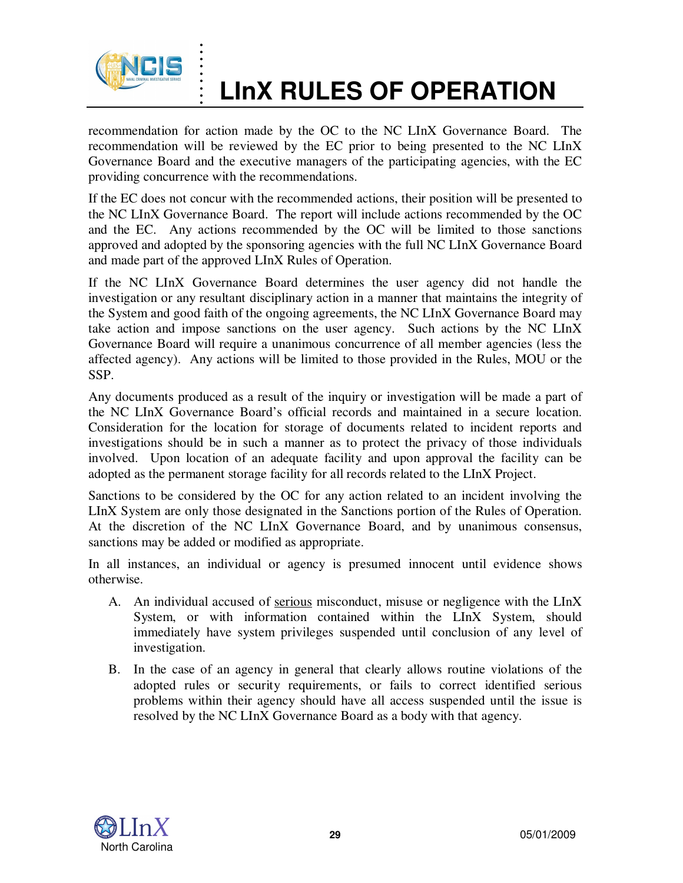recommendation for action made by the OC to the NC LInX Governance Board. The recommendation will be reviewed by the EC prior to being presented to the NC LInX Governance Board and the executive managers of the participating agencies, with the EC providing concurrence with the recommendations.

If the EC does not concur with the recommended actions, their position will be presented to the NC LInX Governance Board. The report will include actions recommended by the OC and the EC. Any actions recommended by the OC will be limited to those sanctions approved and adopted by the sponsoring agencies with the full NC LInX Governance Board and made part of the approved LInX Rules of Operation.

If the NC LInX Governance Board determines the user agency did not handle the investigation or any resultant disciplinary action in a manner that maintains the integrity of the System and good faith of the ongoing agreements, the NC LInX Governance Board may take action and impose sanctions on the user agency. Such actions by the NC LInX Governance Board will require a unanimous concurrence of all member agencies (less the affected agency). Any actions will be limited to those provided in the Rules, MOU or the SSP.

Any documents produced as a result of the inquiry or investigation will be made a part of the NC LInX Governance Board's official records and maintained in a secure location. Consideration for the location for storage of documents related to incident reports and investigations should be in such a manner as to protect the privacy of those individuals involved. Upon location of an adequate facility and upon approval the facility can be adopted as the permanent storage facility for all records related to the LInX Project.

Sanctions to be considered by the OC for any action related to an incident involving the LInX System are only those designated in the Sanctions portion of the Rules of Operation. At the discretion of the NC LInX Governance Board, and by unanimous consensus, sanctions may be added or modified as appropriate.

In all instances, an individual or agency is presumed innocent until evidence shows otherwise.

A. An individual accused of <u>serious</u> misconduct, misuse or negligence with the LInX System, or with information contained within the LInX System, should immediately have system privileges suspended until conclusion of any level of investigation.

B. In the case of an agency in general that clearly allows routine violations of the adopted rules or security requirements, or fails to correct identified serious problems within their agency should have all access suspended until the issue is resolved by the NC LInX Governance Board as a body with that agency.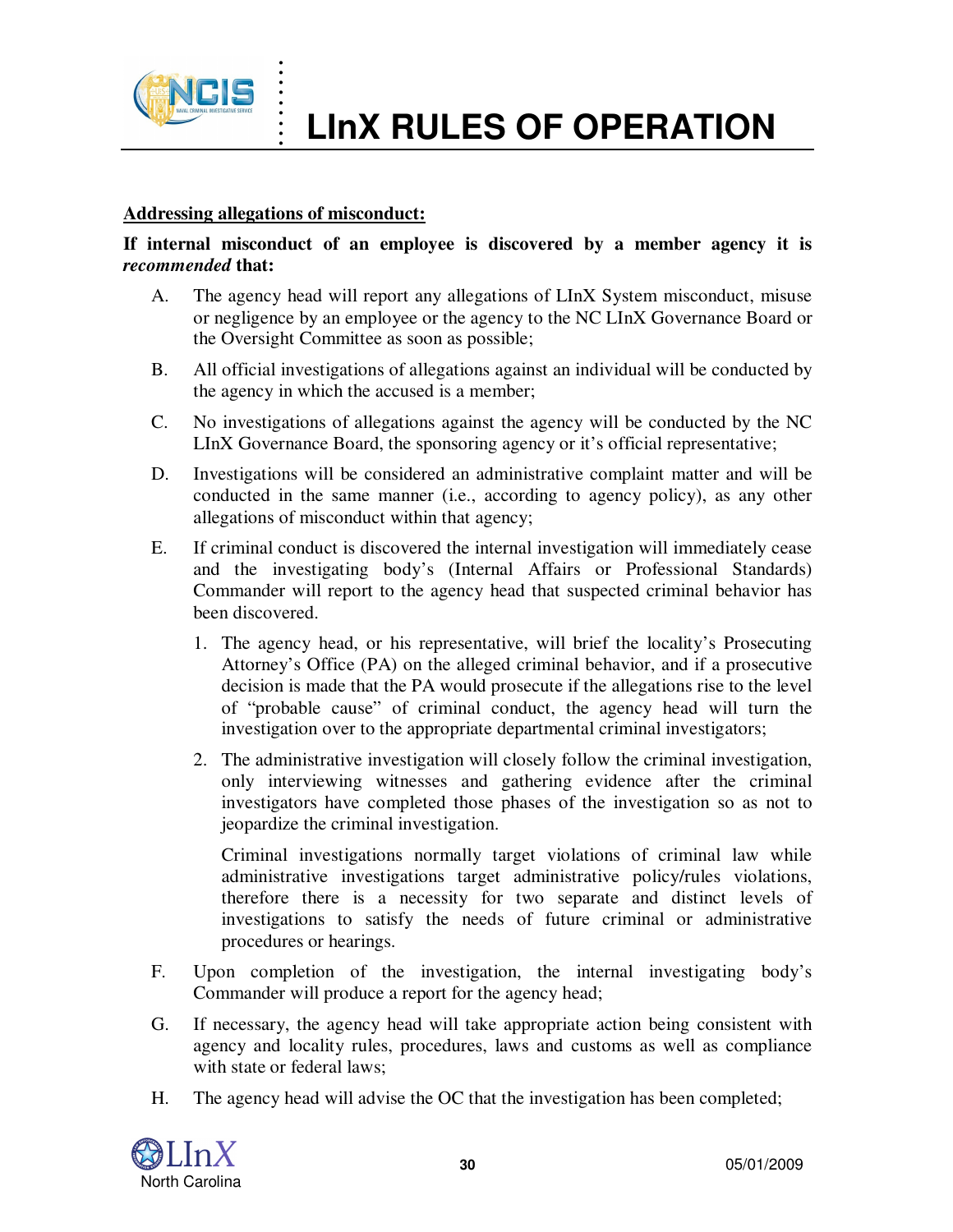**Addressing allegations of misconduct:**

**If internal misconduct of an employee is discovered by a member agency it is *recommended* that:**

A. The agency head will report any allegations of LInX System misconduct, misuse or negligence by an employee or the agency to the NC LInX Governance Board or the Oversight Committee as soon as possible;

B. All official investigations of allegations against an individual will be conducted by the agency in which the accused is a member;

C. No investigations of allegations against the agency will be conducted by the NC LInX Governance Board, the sponsoring agency or it's official representative;

D. Investigations will be considered an administrative complaint matter and will be conducted in the same manner (i.e., according to agency policy), as any other allegations of misconduct within that agency;

E. If criminal conduct is discovered the internal investigation will immediately cease and the investigating body's (Internal Affairs or Professional Standards) Commander will report to the agency head that suspected criminal behavior has been discovered.

   1. The agency head, or his representative, will brief the locality's Prosecuting Attorney's Office (PA) on the alleged criminal behavior, and if a prosecutive decision is made that the PA would prosecute if the allegations rise to the level of "probable cause" of criminal conduct, the agency head will turn the investigation over to the appropriate departmental criminal investigators;

   2. The administrative investigation will closely follow the criminal investigation, only interviewing witnesses and gathering evidence after the criminal investigators have completed those phases of the investigation so as not to jeopardize the criminal investigation.

   Criminal investigations normally target violations of criminal law while administrative investigations target administrative policy/rules violations, therefore there is a necessity for two separate and distinct levels of investigations to satisfy the needs of future criminal or administrative procedures or hearings.

F. Upon completion of the investigation, the internal investigating body's Commander will produce a report for the agency head;

G. If necessary, the agency head will take appropriate action being consistent with agency and locality rules, procedures, laws and customs as well as compliance with state or federal laws;

H. The agency head will advise the OC that the investigation has been completed;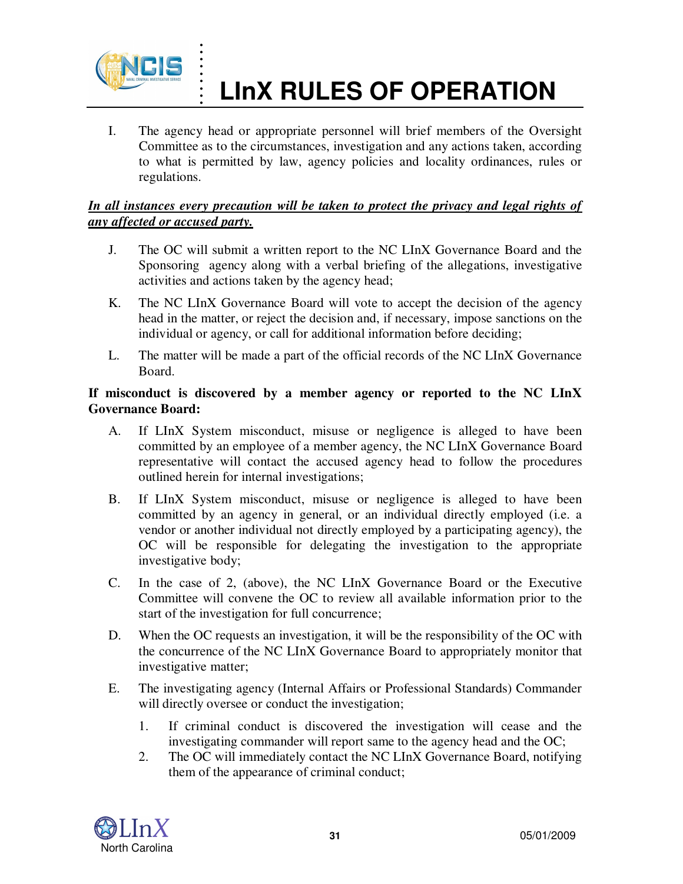I. The agency head or appropriate personnel will brief members of the Oversight Committee as to the circumstances, investigation and any actions taken, according to what is permitted by law, agency policies and locality ordinances, rules or regulations.

***In all instances every precaution will be taken to protect the privacy and legal rights of any affected or accused party.***

J. The OC will submit a written report to the NC LInX Governance Board and the Sponsoring agency along with a verbal briefing of the allegations, investigative activities and actions taken by the agency head;

K. The NC LInX Governance Board will vote to accept the decision of the agency head in the matter, or reject the decision and, if necessary, impose sanctions on the individual or agency, or call for additional information before deciding;

L. The matter will be made a part of the official records of the NC LInX Governance Board.

**If misconduct is discovered by a member agency or reported to the NC LInX Governance Board:**

A. If LInX System misconduct, misuse or negligence is alleged to have been committed by an employee of a member agency, the NC LInX Governance Board representative will contact the accused agency head to follow the procedures outlined herein for internal investigations;

B. If LInX System misconduct, misuse or negligence is alleged to have been committed by an agency in general, or an individual directly employed (i.e. a vendor or another individual not directly employed by a participating agency), the OC will be responsible for delegating the investigation to the appropriate investigative body;

C. In the case of 2, (above), the NC LInX Governance Board or the Executive Committee will convene the OC to review all available information prior to the start of the investigation for full concurrence;

D. When the OC requests an investigation, it will be the responsibility of the OC with the concurrence of the NC LInX Governance Board to appropriately monitor that investigative matter;

E. The investigating agency (Internal Affairs or Professional Standards) Commander will directly oversee or conduct the investigation;

   1. If criminal conduct is discovered the investigation will cease and the investigating commander will report same to the agency head and the OC;
   2. The OC will immediately contact the NC LInX Governance Board, notifying them of the appearance of criminal conduct;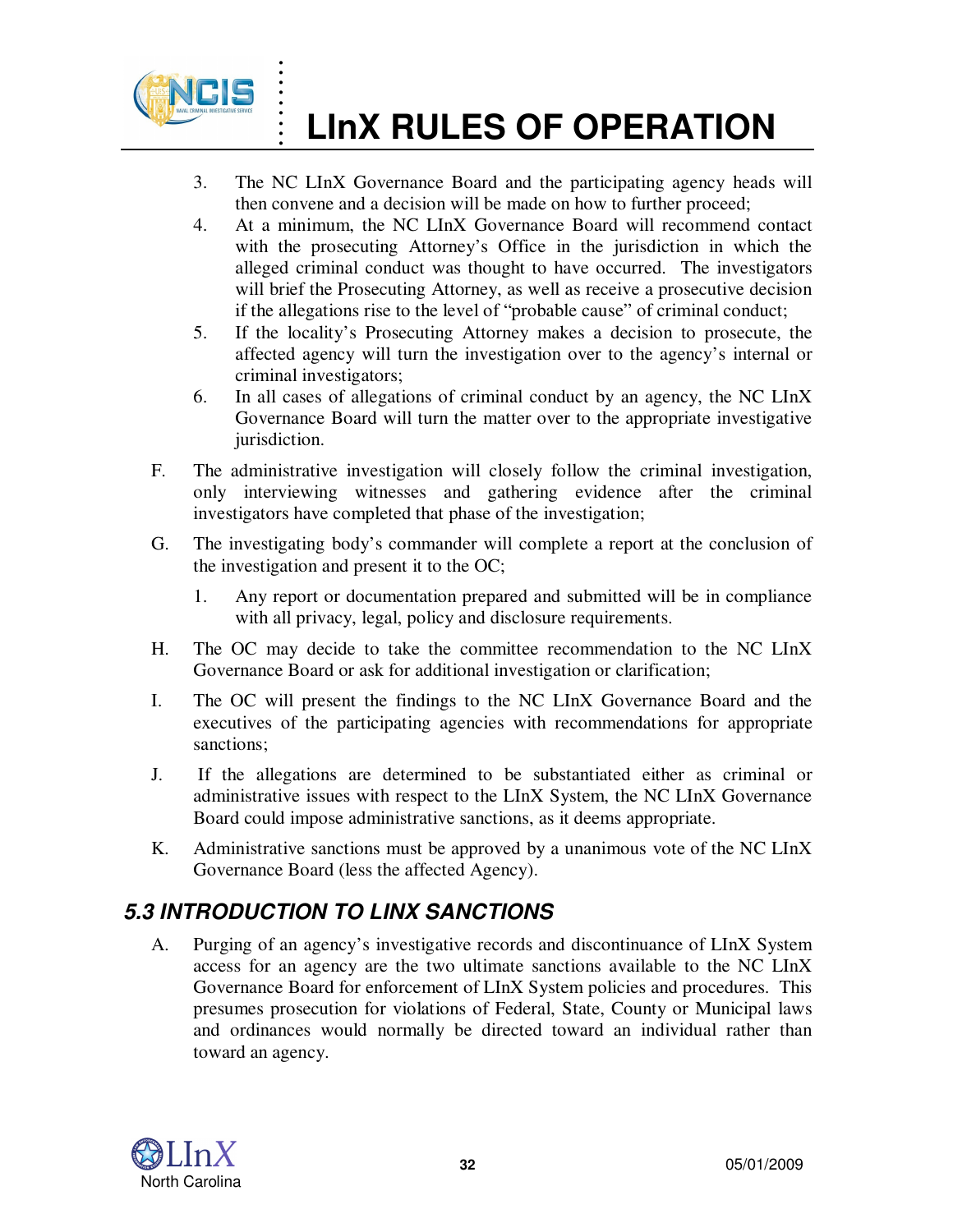3. The NC LInX Governance Board and the participating agency heads will then convene and a decision will be made on how to further proceed;
4. At a minimum, the NC LInX Governance Board will recommend contact with the prosecuting Attorney's Office in the jurisdiction in which the alleged criminal conduct was thought to have occurred. The investigators will brief the Prosecuting Attorney, as well as receive a prosecutive decision if the allegations rise to the level of "probable cause" of criminal conduct;
5. If the locality's Prosecuting Attorney makes a decision to prosecute, the affected agency will turn the investigation over to the agency's internal or criminal investigators;
6. In all cases of allegations of criminal conduct by an agency, the NC LInX Governance Board will turn the matter over to the appropriate investigative jurisdiction.

F. The administrative investigation will closely follow the criminal investigation, only interviewing witnesses and gathering evidence after the criminal investigators have completed that phase of the investigation;

G. The investigating body's commander will complete a report at the conclusion of the investigation and present it to the OC;

   1. Any report or documentation prepared and submitted will be in compliance with all privacy, legal, policy and disclosure requirements.

H. The OC may decide to take the committee recommendation to the NC LInX Governance Board or ask for additional investigation or clarification;

I. The OC will present the findings to the NC LInX Governance Board and the executives of the participating agencies with recommendations for appropriate sanctions;

J. If the allegations are determined to be substantiated either as criminal or administrative issues with respect to the LInX System, the NC LInX Governance Board could impose administrative sanctions, as it deems appropriate.

K. Administrative sanctions must be approved by a unanimous vote of the NC LInX Governance Board (less the affected Agency).

## *5.3 INTRODUCTION TO LINX SANCTIONS*

A. Purging of an agency's investigative records and discontinuance of LInX System access for an agency are the two ultimate sanctions available to the NC LInX Governance Board for enforcement of LInX System policies and procedures. This presumes prosecution for violations of Federal, State, County or Municipal laws and ordinances would normally be directed toward an individual rather than toward an agency.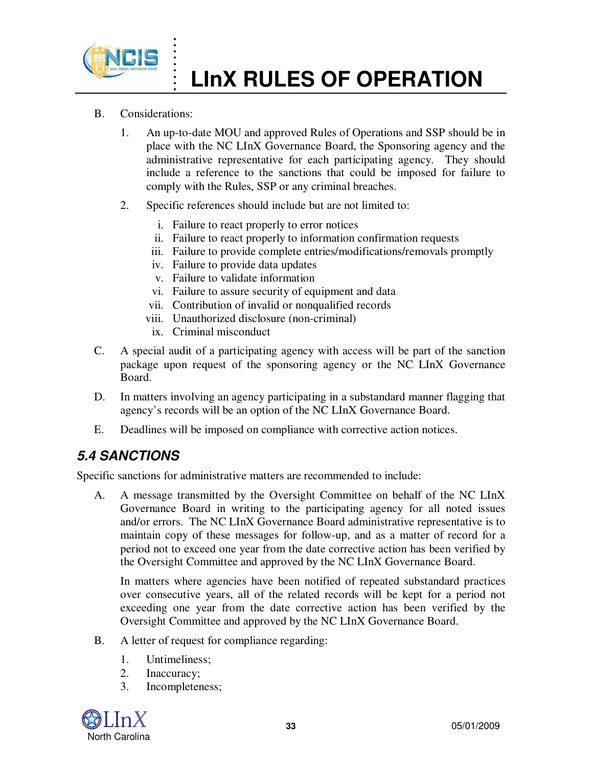B. Considerations:

1. An up-to-date MOU and approved Rules of Operations and SSP should be in place with the NC LInX Governance Board, the Sponsoring agency and the administrative representative for each participating agency. They should include a reference to the sanctions that could be imposed for failure to comply with the Rules, SSP or any criminal breaches.

2. Specific references should include but are not limited to:

   i. Failure to react properly to error notices
   ii. Failure to react properly to information confirmation requests
   iii. Failure to provide complete entries/modifications/removals promptly
   iv. Failure to provide data updates
   v. Failure to validate information
   vi. Failure to assure security of equipment and data
   vii. Contribution of invalid or nonqualified records
   viii. Unauthorized disclosure (non-criminal)
   ix. Criminal misconduct

C. A special audit of a participating agency with access will be part of the sanction package upon request of the sponsoring agency or the NC LInX Governance Board.

D. In matters involving an agency participating in a substandard manner flagging that agency's records will be an option of the NC LInX Governance Board.

E. Deadlines will be imposed on compliance with corrective action notices.

## *5.4 SANCTIONS*

Specific sanctions for administrative matters are recommended to include:

A. A message transmitted by the Oversight Committee on behalf of the NC LInX Governance Board in writing to the participating agency for all noted issues and/or errors. The NC LInX Governance Board administrative representative is to maintain copy of these messages for follow-up, and as a matter of record for a period not to exceed one year from the date corrective action has been verified by the Oversight Committee and approved by the NC LInX Governance Board.

   In matters where agencies have been notified of repeated substandard practices over consecutive years, all of the related records will be kept for a period not exceeding one year from the date corrective action has been verified by the Oversight Committee and approved by the NC LInX Governance Board.

B. A letter of request for compliance regarding:

   1. Untimeliness;
   2. Inaccuracy;
   3. Incompleteness;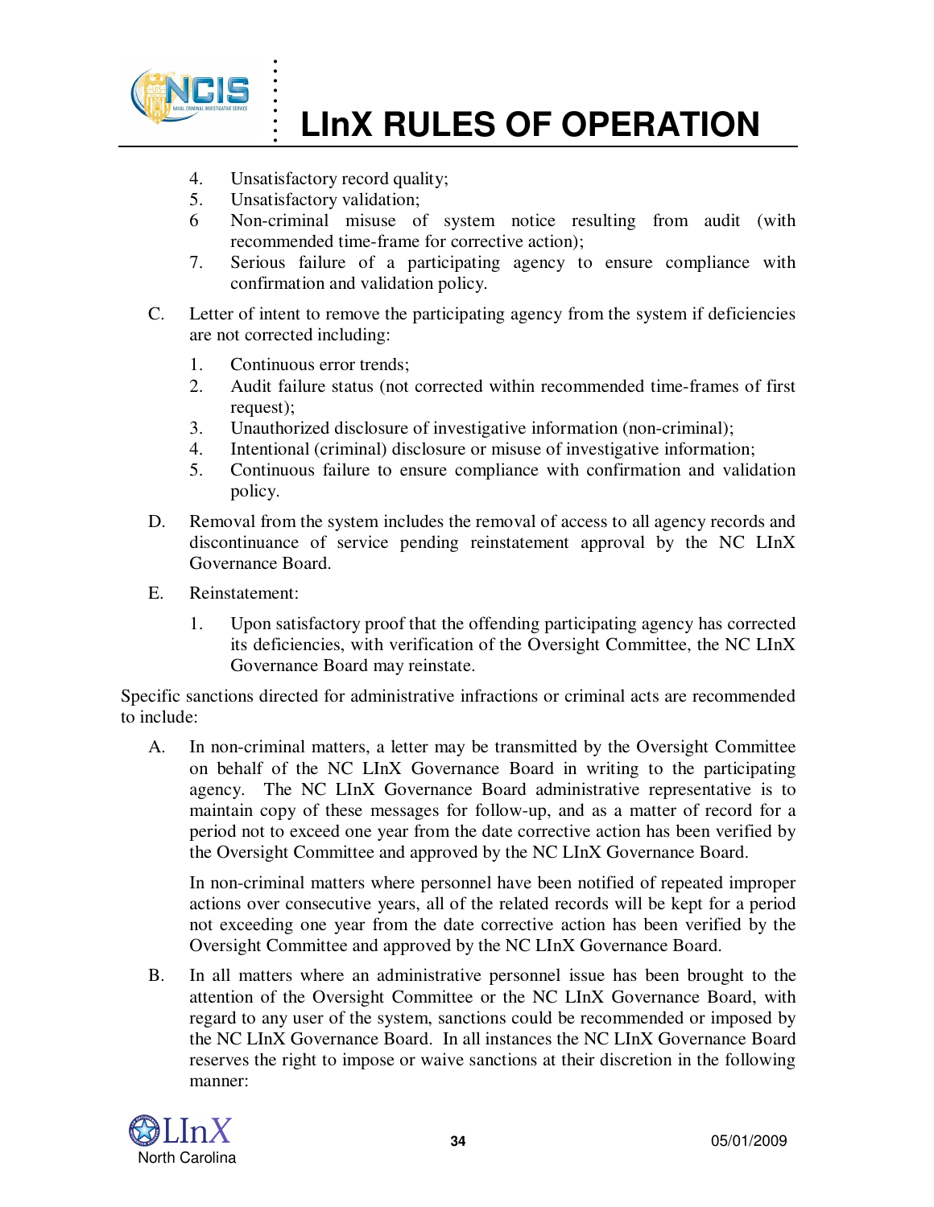4. Unsatisfactory record quality;
5. Unsatisfactory validation;
6 Non-criminal misuse of system notice resulting from audit (with recommended time-frame for corrective action);
7. Serious failure of a participating agency to ensure compliance with confirmation and validation policy.

C. Letter of intent to remove the participating agency from the system if deficiencies are not corrected including:

1. Continuous error trends;
2. Audit failure status (not corrected within recommended time-frames of first request);
3. Unauthorized disclosure of investigative information (non-criminal);
4. Intentional (criminal) disclosure or misuse of investigative information;
5. Continuous failure to ensure compliance with confirmation and validation policy.

D. Removal from the system includes the removal of access to all agency records and discontinuance of service pending reinstatement approval by the NC LInX Governance Board.

E. Reinstatement:

1. Upon satisfactory proof that the offending participating agency has corrected its deficiencies, with verification of the Oversight Committee, the NC LInX Governance Board may reinstate.

Specific sanctions directed for administrative infractions or criminal acts are recommended to include:

A. In non-criminal matters, a letter may be transmitted by the Oversight Committee on behalf of the NC LInX Governance Board in writing to the participating agency. The NC LInX Governance Board administrative representative is to maintain copy of these messages for follow-up, and as a matter of record for a period not to exceed one year from the date corrective action has been verified by the Oversight Committee and approved by the NC LInX Governance Board.

In non-criminal matters where personnel have been notified of repeated improper actions over consecutive years, all of the related records will be kept for a period not exceeding one year from the date corrective action has been verified by the Oversight Committee and approved by the NC LInX Governance Board.

B. In all matters where an administrative personnel issue has been brought to the attention of the Oversight Committee or the NC LInX Governance Board, with regard to any user of the system, sanctions could be recommended or imposed by the NC LInX Governance Board. In all instances the NC LInX Governance Board reserves the right to impose or waive sanctions at their discretion in the following manner: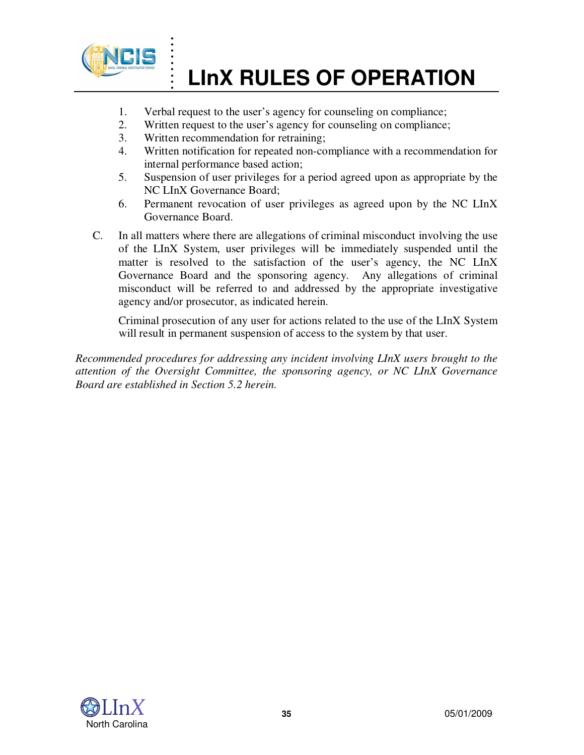1. Verbal request to the user's agency for counseling on compliance;
2. Written request to the user's agency for counseling on compliance;
3. Written recommendation for retraining;
4. Written notification for repeated non-compliance with a recommendation for internal performance based action;
5. Suspension of user privileges for a period agreed upon as appropriate by the NC LInX Governance Board;
6. Permanent revocation of user privileges as agreed upon by the NC LInX Governance Board.

C. In all matters where there are allegations of criminal misconduct involving the use of the LInX System, user privileges will be immediately suspended until the matter is resolved to the satisfaction of the user's agency, the NC LInX Governance Board and the sponsoring agency. Any allegations of criminal misconduct will be referred to and addressed by the appropriate investigative agency and/or prosecutor, as indicated herein.

   Criminal prosecution of any user for actions related to the use of the LInX System will result in permanent suspension of access to the system by that user.

*Recommended procedures for addressing any incident involving LInX users brought to the attention of the Oversight Committee, the sponsoring agency, or NC LInX Governance Board are established in Section 5.2 herein.*